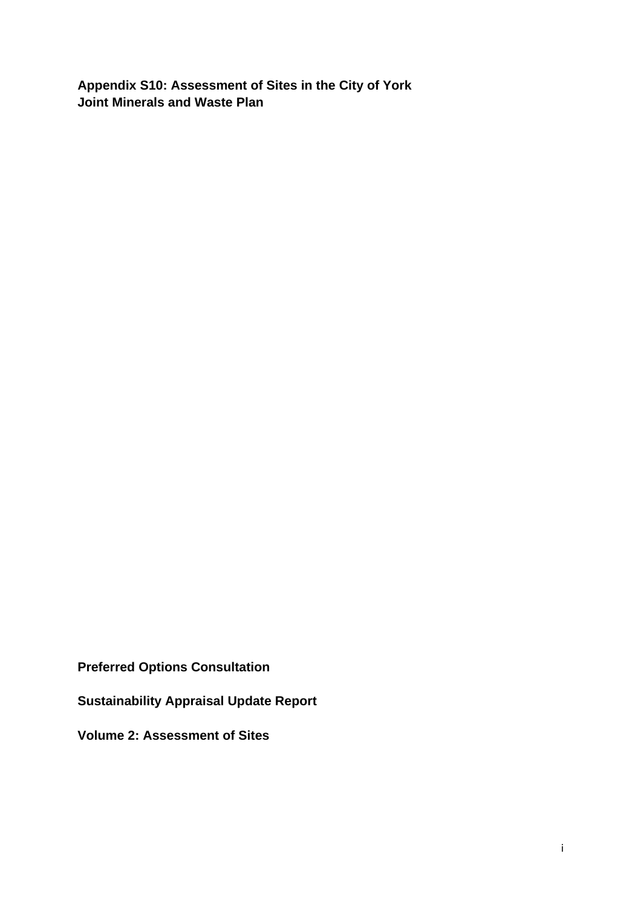**Appendix S10: Assessment of Sites in the City of York Joint Minerals and Waste Plan**

**Preferred Options Consultation**

**Sustainability Appraisal Update Report**

**Volume 2: Assessment of Sites**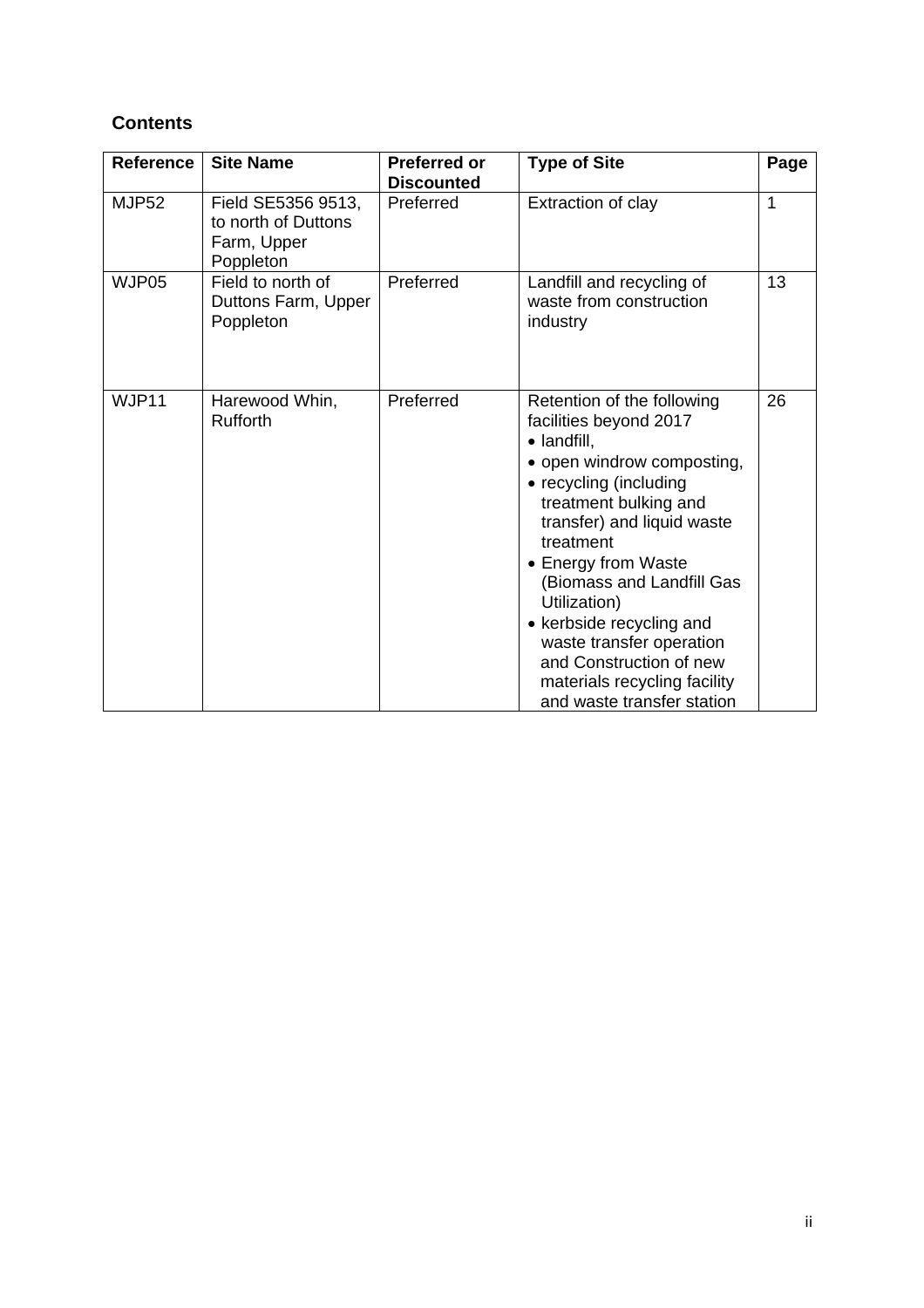## Contents

| Reference | Site Name | Preferred or Discounted | Type of Site | Page |
|---|---|---|---|---|
| MJP52 | Field SE5356 9513, to north of Duttons Farm, Upper Poppleton | Preferred | Extraction of clay | 1 |
| WJP05 | Field to north of Duttons Farm, Upper Poppleton | Preferred | Landfill and recycling of waste from construction industry | 13 |
| WJP11 | Harewood Whin, Rufforth | Preferred | Retention of the following facilities beyond 2017<br>• landfill,<br>• open windrow composting,<br>• recycling (including treatment bulking and transfer) and liquid waste treatment<br>• Energy from Waste (Biomass and Landfill Gas Utilization)<br>• kerbside recycling and waste transfer operation and Construction of new materials recycling facility and waste transfer station | 26 |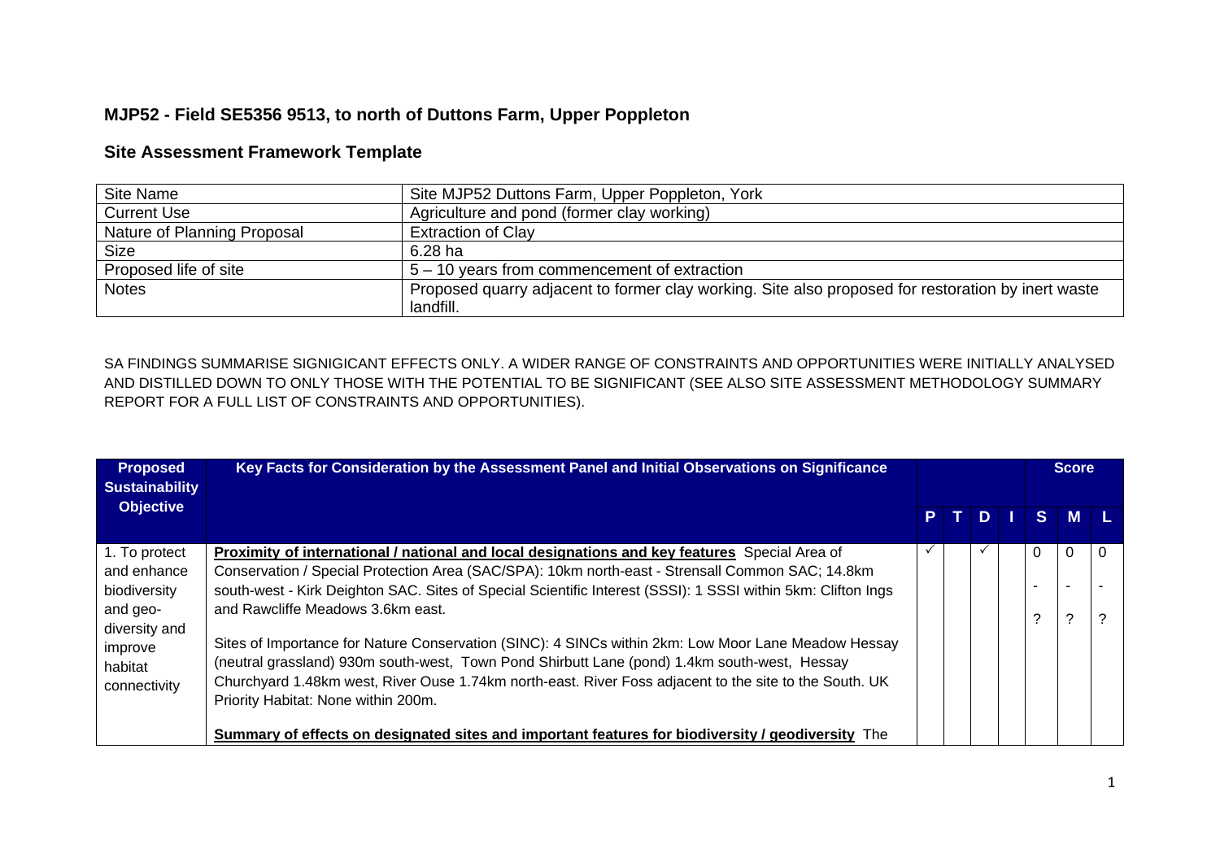## MJP52 - Field SE5356 9513, to north of Duttons Farm, Upper Poppleton

## Site Assessment Framework Template

| Site Name | Site MJP52 Duttons Farm, Upper Poppleton, York |
|---|---|
| Current Use | Agriculture and pond (former clay working) |
| Nature of Planning Proposal | Extraction of Clay |
| Size | 6.28 ha |
| Proposed life of site | 5 – 10 years from commencement of extraction |
| Notes | Proposed quarry adjacent to former clay working. Site also proposed for restoration by inert waste landfill. |

SA FINDINGS SUMMARISE SIGNIGICANT EFFECTS ONLY. A WIDER RANGE OF CONSTRAINTS AND OPPORTUNITIES WERE INITIALLY ANALYSED AND DISTILLED DOWN TO ONLY THOSE WITH THE POTENTIAL TO BE SIGNIFICANT (SEE ALSO SITE ASSESSMENT METHODOLOGY SUMMARY REPORT FOR A FULL LIST OF CONSTRAINTS AND OPPORTUNITIES).

| Proposed Sustainability Objective | Key Facts for Consideration by the Assessment Panel and Initial Observations on Significance | P | T | D | I | Score S | Score M | Score L |
|---|---|---|---|---|---|---|---|---|
| 1. To protect and enhance biodiversity and geo-diversity and improve habitat connectivity | **Proximity of international / national and local designations and key features** Special Area of Conservation / Special Protection Area (SAC/SPA): 10km north-east - Strensall Common SAC; 14.8km south-west - Kirk Deighton SAC. Sites of Special Scientific Interest (SSSI): 1 SSSI within 5km: Clifton Ings and Rawcliffe Meadows 3.6km east.<br><br>Sites of Importance for Nature Conservation (SINC): 4 SINCs within 2km: Low Moor Lane Meadow Hessay (neutral grassland) 930m south-west, Town Pond Shirbutt Lane (pond) 1.4km south-west, Hessay Churchyard 1.48km west, River Ouse 1.74km north-east. River Foss adjacent to the site to the South. UK Priority Habitat: None within 200m.<br><br>**Summary of effects on designated sites and important features for biodiversity / geodiversity** The | ✓ | | ✓ | | 0<br>-<br>? | 0<br>-<br>? | 0<br>-<br>? |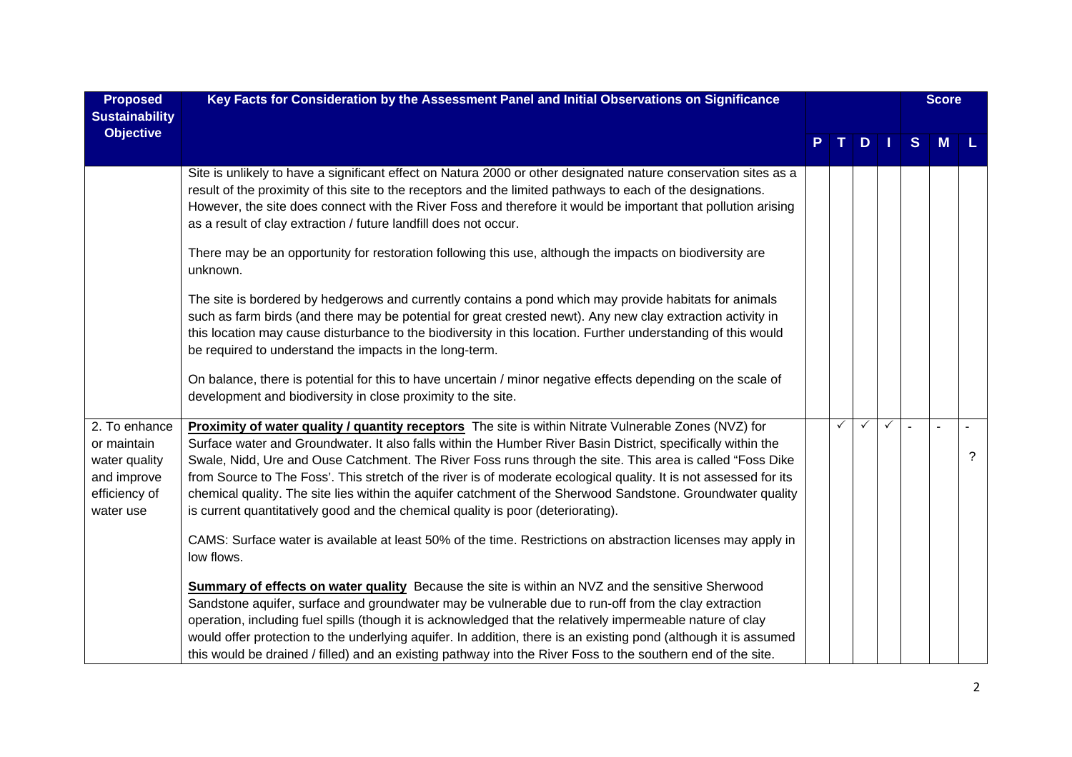| Proposed Sustainability Objective | Key Facts for Consideration by the Assessment Panel and Initial Observations on Significance | P | T | D | I | S | M | L |
|---|---|---|---|---|---|---|---|---|
| | | | | | | Score | | |
| | Site is unlikely to have a significant effect on Natura 2000 or other designated nature conservation sites as a result of the proximity of this site to the receptors and the limited pathways to each of the designations. However, the site does connect with the River Foss and therefore it would be important that pollution arising as a result of clay extraction / future landfill does not occur.<br><br>There may be an opportunity for restoration following this use, although the impacts on biodiversity are unknown.<br><br>The site is bordered by hedgerows and currently contains a pond which may provide habitats for animals such as farm birds (and there may be potential for great crested newt). Any new clay extraction activity in this location may cause disturbance to the biodiversity in this location. Further understanding of this would be required to understand the impacts in the long-term.<br><br>On balance, there is potential for this to have uncertain / minor negative effects depending on the scale of development and biodiversity in close proximity to the site. | | | | | | | |
| 2. To enhance or maintain water quality and improve efficiency of water use | **Proximity of water quality / quantity receptors** The site is within Nitrate Vulnerable Zones (NVZ) for Surface water and Groundwater. It also falls within the Humber River Basin District, specifically within the Swale, Nidd, Ure and Ouse Catchment. The River Foss runs through the site. This area is called "Foss Dike from Source to The Foss'. This stretch of the river is of moderate ecological quality. It is not assessed for its chemical quality. The site lies within the aquifer catchment of the Sherwood Sandstone. Groundwater quality is current quantitatively good and the chemical quality is poor (deteriorating).<br><br>CAMS: Surface water is available at least 50% of the time. Restrictions on abstraction licenses may apply in low flows.<br><br>**Summary of effects on water quality** Because the site is within an NVZ and the sensitive Sherwood Sandstone aquifer, surface and groundwater may be vulnerable due to run-off from the clay extraction operation, including fuel spills (though it is acknowledged that the relatively impermeable nature of clay would offer protection to the underlying aquifer. In addition, there is an existing pond (although it is assumed this would be drained / filled) and an existing pathway into the River Foss to the southern end of the site. | | ✓ | ✓ | ✓ | - | - | -<br><br>? |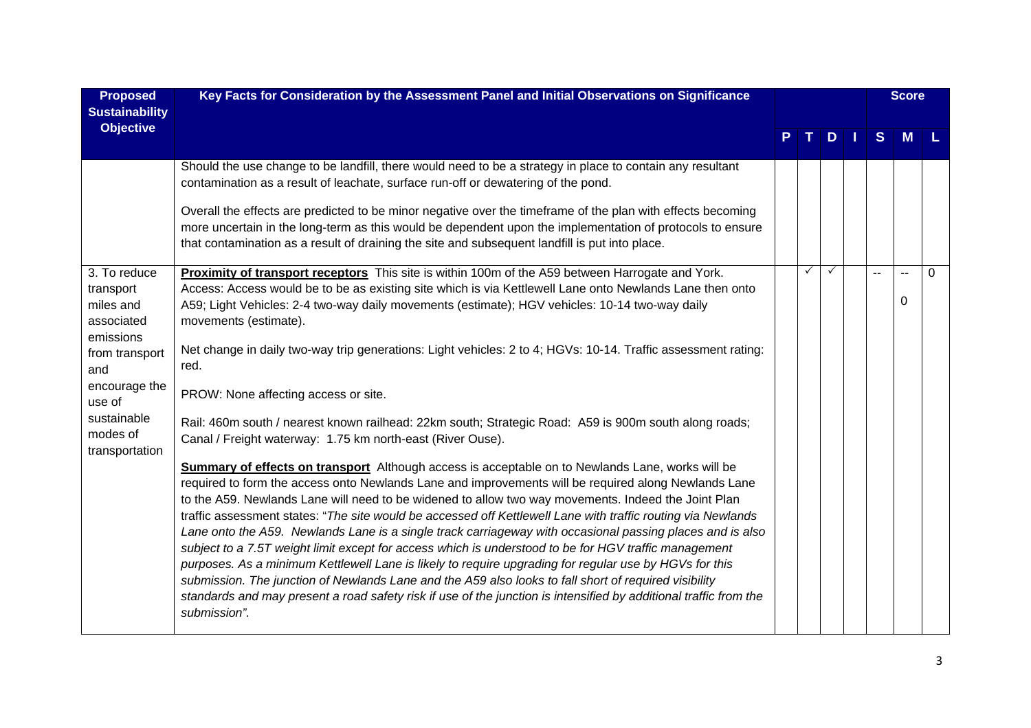| Proposed Sustainability Objective | Key Facts for Consideration by the Assessment Panel and Initial Observations on Significance | P | T | D | I | S | M | L |
|---|---|---|---|---|---|---|---|---|
| | Should the use change to be landfill, there would need to be a strategy in place to contain any resultant contamination as a result of leachate, surface run-off or dewatering of the pond.<br><br>Overall the effects are predicted to be minor negative over the timeframe of the plan with effects becoming more uncertain in the long-term as this would be dependent upon the implementation of protocols to ensure that contamination as a result of draining the site and subsequent landfill is put into place. | | | | | | | |
| 3. To reduce transport miles and associated emissions from transport and encourage the use of sustainable modes of transportation | **Proximity of transport receptors** This site is within 100m of the A59 between Harrogate and York. Access: Access would be to be as existing site which is via Kettlewell Lane onto Newlands Lane then onto A59; Light Vehicles: 2-4 two-way daily movements (estimate); HGV vehicles: 10-14 two-way daily movements (estimate).<br><br>Net change in daily two-way trip generations: Light vehicles: 2 to 4; HGVs: 10-14. Traffic assessment rating: red.<br><br>PROW: None affecting access or site.<br><br>Rail: 460m south / nearest known railhead: 22km south; Strategic Road: A59 is 900m south along roads; Canal / Freight waterway: 1.75 km north-east (River Ouse).<br><br>**Summary of effects on transport** Although access is acceptable on to Newlands Lane, works will be required to form the access onto Newlands Lane and improvements will be required along Newlands Lane to the A59. Newlands Lane will need to be widened to allow two way movements. Indeed the Joint Plan traffic assessment states: "*The site would be accessed off Kettlewell Lane with traffic routing via Newlands Lane onto the A59. Newlands Lane is a single track carriageway with occasional passing places and is also subject to a 7.5T weight limit except for access which is understood to be for HGV traffic management purposes. As a minimum Kettlewell Lane is likely to require upgrading for regular use by HGVs for this submission. The junction of Newlands Lane and the A59 also looks to fall short of required visibility standards and may present a road safety risk if use of the junction is intensified by additional traffic from the submission*". | | ✓ | ✓ | | -- | --<br>0 | 0 |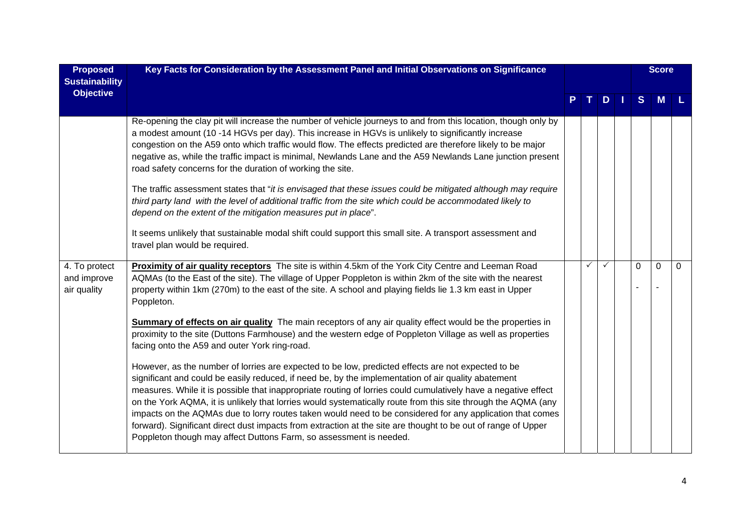| Proposed Sustainability Objective | Key Facts for Consideration by the Assessment Panel and Initial Observations on Significance | P | T | D | I | S | M | L |
|---|---|---|---|---|---|---|---|---|
| | Re-opening the clay pit will increase the number of vehicle journeys to and from this location, though only by a modest amount (10 -14 HGVs per day). This increase in HGVs is unlikely to significantly increase congestion on the A59 onto which traffic would flow. The effects predicted are therefore likely to be major negative as, while the traffic impact is minimal, Newlands Lane and the A59 Newlands Lane junction present road safety concerns for the duration of working the site.<br><br>The traffic assessment states that "*it is envisaged that these issues could be mitigated although may require third party land with the level of additional traffic from the site which could be accommodated likely to depend on the extent of the mitigation measures put in place*".<br><br>It seems unlikely that sustainable modal shift could support this small site. A transport assessment and travel plan would be required. | | | | | | | |
| 4. To protect and improve air quality | **Proximity of air quality receptors** The site is within 4.5km of the York City Centre and Leeman Road AQMAs (to the East of the site). The village of Upper Poppleton is within 2km of the site with the nearest property within 1km (270m) to the east of the site. A school and playing fields lie 1.3 km east in Upper Poppleton.<br><br>**Summary of effects on air quality** The main receptors of any air quality effect would be the properties in proximity to the site (Duttons Farmhouse) and the western edge of Poppleton Village as well as properties facing onto the A59 and outer York ring-road.<br><br>However, as the number of lorries are expected to be low, predicted effects are not expected to be significant and could be easily reduced, if need be, by the implementation of air quality abatement measures. While it is possible that inappropriate routing of lorries could cumulatively have a negative effect on the York AQMA, it is unlikely that lorries would systematically route from this site through the AQMA (any impacts on the AQMAs due to lorry routes taken would need to be considered for any application that comes forward). Significant direct dust impacts from extraction at the site are thought to be out of range of Upper Poppleton though may affect Duttons Farm, so assessment is needed. | | ✓ | ✓ | | 0<br>- | 0<br>- | 0 |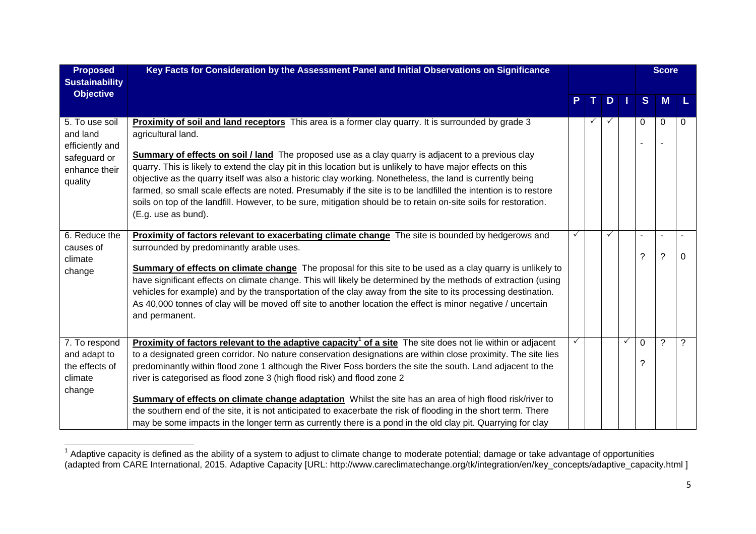| Proposed Sustainability Objective | Key Facts for Consideration by the Assessment Panel and Initial Observations on Significance | P | T | D | I | Score S | Score M | Score L |
|---|---|---|---|---|---|---|---|---|
| 5. To use soil and land efficiently and safeguard or enhance their quality | **Proximity of soil and land receptors** This area is a former clay quarry. It is surrounded by grade 3 agricultural land.<br><br>**Summary of effects on soil / land** The proposed use as a clay quarry is adjacent to a previous clay quarry. This is likely to extend the clay pit in this location but is unlikely to have major effects on this objective as the quarry itself was also a historic clay working. Nonetheless, the land is currently being farmed, so small scale effects are noted. Presumably if the site is to be landfilled the intention is to restore soils on top of the landfill. However, to be sure, mitigation should be to retain on-site soils for restoration. (E.g. use as bund). | | ✓ | ✓ | | 0<br>- | 0<br>- | 0 |
| 6. Reduce the causes of climate change | **Proximity of factors relevant to exacerbating climate change** The site is bounded by hedgerows and surrounded by predominantly arable uses.<br><br>**Summary of effects on climate change** The proposal for this site to be used as a clay quarry is unlikely to have significant effects on climate change. This will likely be determined by the methods of extraction (using vehicles for example) and by the transportation of the clay away from the site to its processing destination. As 40,000 tonnes of clay will be moved off site to another location the effect is minor negative / uncertain and permanent. | ✓ | | ✓ | | -<br>? | -<br>? | -<br>0 |
| 7. To respond and adapt to the effects of climate change | **Proximity of factors relevant to the adaptive capacity[1] of a site** The site does not lie within or adjacent to a designated green corridor. No nature conservation designations are within close proximity. The site lies predominantly within flood zone 1 although the River Foss borders the site the south. Land adjacent to the river is categorised as flood zone 3 (high flood risk) and flood zone 2<br><br>**Summary of effects on climate change adaptation** Whilst the site has an area of high flood risk/river to the southern end of the site, it is not anticipated to exacerbate the risk of flooding in the short term. There may be some impacts in the longer term as currently there is a pond in the old clay pit. Quarrying for clay | ✓ | | | ✓ | 0<br>? | ? | ? |

[1] Adaptive capacity is defined as the ability of a system to adjust to climate change to moderate potential; damage or take advantage of opportunities (adapted from CARE International, 2015. Adaptive Capacity [URL: http://www.careclimatechange.org/tk/integration/en/key_concepts/adaptive_capacity.html ]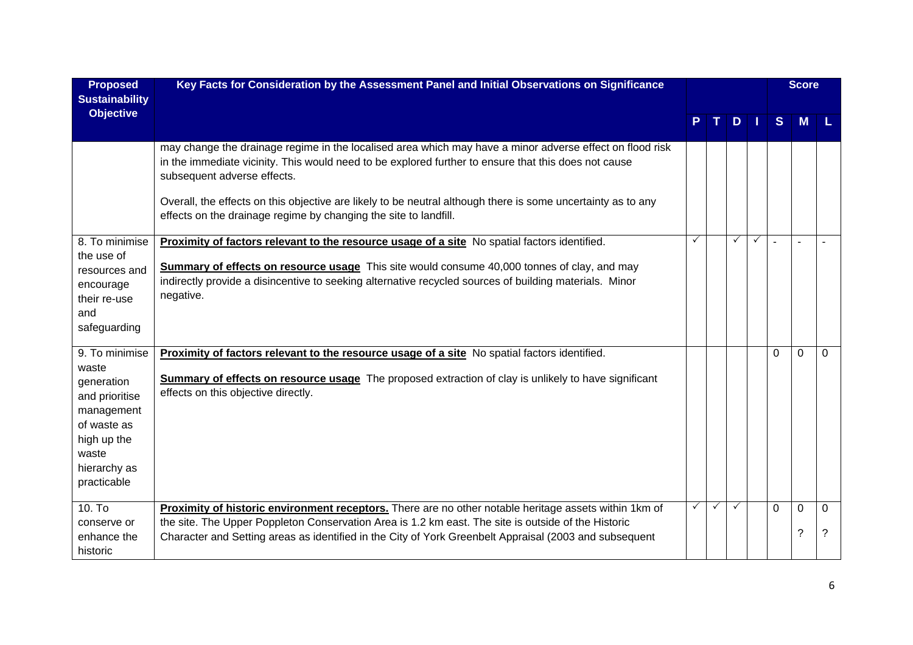| Proposed Sustainability Objective | Key Facts for Consideration by the Assessment Panel and Initial Observations on Significance | | | | | Score | | |
|---|---|---|---|---|---|---|---|---|
| | | P | T | D | I | S | M | L |
| | may change the drainage regime in the localised area which may have a minor adverse effect on flood risk in the immediate vicinity. This would need to be explored further to ensure that this does not cause subsequent adverse effects.<br><br>Overall, the effects on this objective are likely to be neutral although there is some uncertainty as to any effects on the drainage regime by changing the site to landfill. | | | | | | | |
| 8. To minimise the use of resources and encourage their re-use and safeguarding | **Proximity of factors relevant to the resource usage of a site** No spatial factors identified.<br><br>**Summary of effects on resource usage** This site would consume 40,000 tonnes of clay, and may indirectly provide a disincentive to seeking alternative recycled sources of building materials. Minor negative. | ✓ | | ✓ | ✓ | - | - | - |
| 9. To minimise waste generation and prioritise management of waste as high up the waste hierarchy as practicable | **Proximity of factors relevant to the resource usage of a site** No spatial factors identified.<br><br>**Summary of effects on resource usage** The proposed extraction of clay is unlikely to have significant effects on this objective directly. | | | | | 0 | 0 | 0 |
| 10. To conserve or enhance the historic | **Proximity of historic environment receptors.** There are no other notable heritage assets within 1km of the site. The Upper Poppleton Conservation Area is 1.2 km east. The site is outside of the Historic Character and Setting areas as identified in the City of York Greenbelt Appraisal (2003 and subsequent | ✓ | ✓ | ✓ | | 0 | 0<br>? | 0<br>? |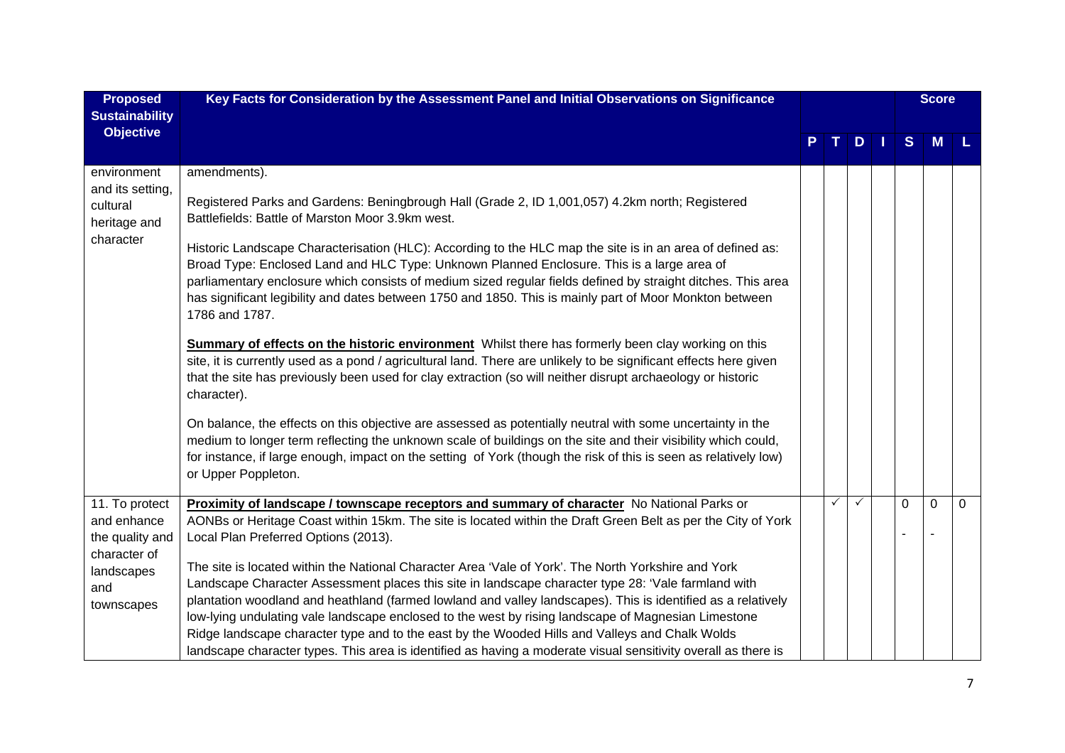| Proposed Sustainability Objective | Key Facts for Consideration by the Assessment Panel and Initial Observations on Significance | P | T | D | I | S | M | L |
|---|---|---|---|---|---|---|---|---|
| | | | | | | Score | | |
| environment and its setting, cultural heritage and character | amendments).<br><br>Registered Parks and Gardens: Beningbrough Hall (Grade 2, ID 1,001,057) 4.2km north; Registered Battlefields: Battle of Marston Moor 3.9km west.<br><br>Historic Landscape Characterisation (HLC): According to the HLC map the site is in an area of defined as: Broad Type: Enclosed Land and HLC Type: Unknown Planned Enclosure. This is a large area of parliamentary enclosure which consists of medium sized regular fields defined by straight ditches. This area has significant legibility and dates between 1750 and 1850. This is mainly part of Moor Monkton between 1786 and 1787.<br><br>**Summary of effects on the historic environment** Whilst there has formerly been clay working on this site, it is currently used as a pond / agricultural land. There are unlikely to be significant effects here given that the site has previously been used for clay extraction (so will neither disrupt archaeology or historic character).<br><br>On balance, the effects on this objective are assessed as potentially neutral with some uncertainty in the medium to longer term reflecting the unknown scale of buildings on the site and their visibility which could, for instance, if large enough, impact on the setting of York (though the risk of this is seen as relatively low) or Upper Poppleton. | | | | | | | |
| 11. To protect and enhance the quality and character of landscapes and townscapes | **Proximity of landscape / townscape receptors and summary of character** No National Parks or AONBs or Heritage Coast within 15km. The site is located within the Draft Green Belt as per the City of York Local Plan Preferred Options (2013).<br><br>The site is located within the National Character Area 'Vale of York'. The North Yorkshire and York Landscape Character Assessment places this site in landscape character type 28: 'Vale farmland with plantation woodland and heathland (farmed lowland and valley landscapes). This is identified as a relatively low-lying undulating vale landscape enclosed to the west by rising landscape of Magnesian Limestone Ridge landscape character type and to the east by the Wooded Hills and Valleys and Chalk Wolds landscape character types. This area is identified as having a moderate visual sensitivity overall as there is | | ✓ | ✓ | | 0<br>- | 0<br>- | 0 |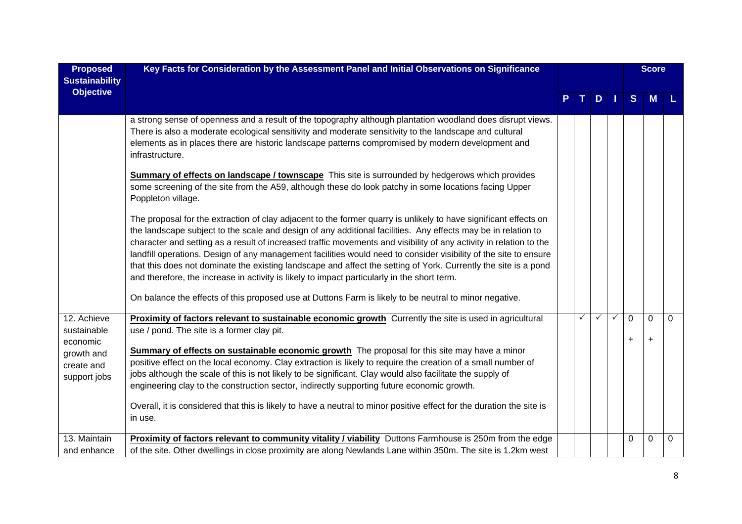| Proposed Sustainability Objective | Key Facts for Consideration by the Assessment Panel and Initial Observations on Significance | P | T | D | I | S | M | L |
|---|---|---|---|---|---|---|---|---|
| | a strong sense of openness and a result of the topography although plantation woodland does disrupt views. There is also a moderate ecological sensitivity and moderate sensitivity to the landscape and cultural elements as in places there are historic landscape patterns compromised by modern development and infrastructure.<br><br>**Summary of effects on landscape / townscape** This site is surrounded by hedgerows which provides some screening of the site from the A59, although these do look patchy in some locations facing Upper Poppleton village.<br><br>The proposal for the extraction of clay adjacent to the former quarry is unlikely to have significant effects on the landscape subject to the scale and design of any additional facilities. Any effects may be in relation to character and setting as a result of increased traffic movements and visibility of any activity in relation to the landfill operations. Design of any management facilities would need to consider visibility of the site to ensure that this does not dominate the existing landscape and affect the setting of York. Currently the site is a pond and therefore, the increase in activity is likely to impact particularly in the short term.<br><br>On balance the effects of this proposed use at Duttons Farm is likely to be neutral to minor negative. | | | | | | | |
| 12. Achieve sustainable economic growth and create and support jobs | **Proximity of factors relevant to sustainable economic growth** Currently the site is used in agricultural use / pond. The site is a former clay pit.<br><br>**Summary of effects on sustainable economic growth** The proposal for this site may have a minor positive effect on the local economy. Clay extraction is likely to require the creation of a small number of jobs although the scale of this is not likely to be significant. Clay would also facilitate the supply of engineering clay to the construction sector, indirectly supporting future economic growth.<br><br>Overall, it is considered that this is likely to have a neutral to minor positive effect for the duration the site is in use. | | ✓ | ✓ | ✓ | 0<br>+ | 0<br>+ | 0 |
| 13. Maintain and enhance | **Proximity of factors relevant to community vitality / viability** Duttons Farmhouse is 250m from the edge of the site. Other dwellings in close proximity are along Newlands Lane within 350m. The site is 1.2km west | | | | | 0 | 0 | 0 |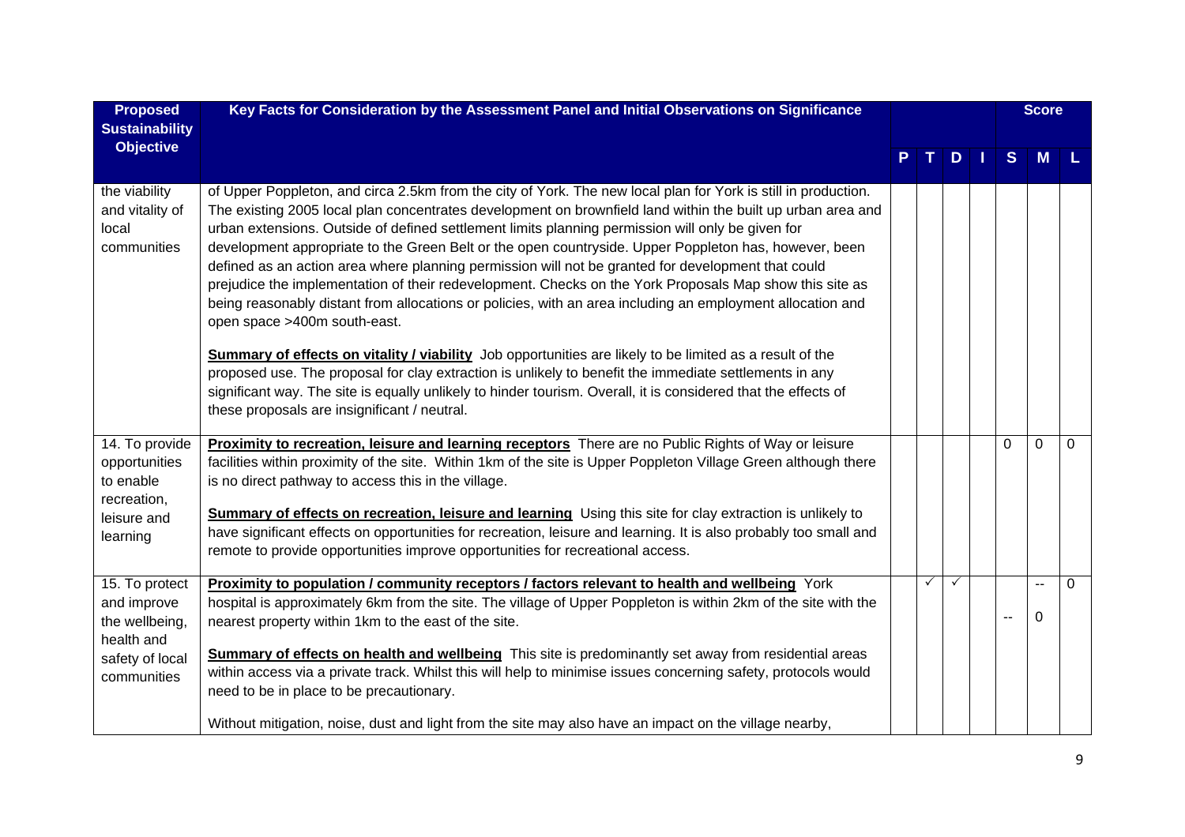| Proposed Sustainability Objective | Key Facts for Consideration by the Assessment Panel and Initial Observations on Significance | P | T | D | I | S | M | L |
|---|---|---|---|---|---|---|---|---|
| | | | | | | Score | | |
| the viability and vitality of local communities | of Upper Poppleton, and circa 2.5km from the city of York. The new local plan for York is still in production. The existing 2005 local plan concentrates development on brownfield land within the built up urban area and urban extensions. Outside of defined settlement limits planning permission will only be given for development appropriate to the Green Belt or the open countryside. Upper Poppleton has, however, been defined as an action area where planning permission will not be granted for development that could prejudice the implementation of their redevelopment. Checks on the York Proposals Map show this site as being reasonably distant from allocations or policies, with an area including an employment allocation and open space >400m south-east.<br><br>**Summary of effects on vitality / viability** Job opportunities are likely to be limited as a result of the proposed use. The proposal for clay extraction is unlikely to benefit the immediate settlements in any significant way. The site is equally unlikely to hinder tourism. Overall, it is considered that the effects of these proposals are insignificant / neutral. | | | | | | | |
| 14. To provide opportunities to enable recreation, leisure and learning | **Proximity to recreation, leisure and learning receptors** There are no Public Rights of Way or leisure facilities within proximity of the site. Within 1km of the site is Upper Poppleton Village Green although there is no direct pathway to access this in the village.<br><br>**Summary of effects on recreation, leisure and learning** Using this site for clay extraction is unlikely to have significant effects on opportunities for recreation, leisure and learning. It is also probably too small and remote to provide opportunities improve opportunities for recreational access. | | | | | 0 | 0 | 0 |
| 15. To protect and improve the wellbeing, health and safety of local communities | **Proximity to population / community receptors / factors relevant to health and wellbeing** York hospital is approximately 6km from the site. The village of Upper Poppleton is within 2km of the site with the nearest property within 1km to the east of the site.<br><br>**Summary of effects on health and wellbeing** This site is predominantly set away from residential areas within access via a private track. Whilst this will help to minimise issues concerning safety, protocols would need to be in place to be precautionary.<br><br>Without mitigation, noise, dust and light from the site may also have an impact on the village nearby, | | ✓ | ✓ | | -- | --<br>0 | 0 |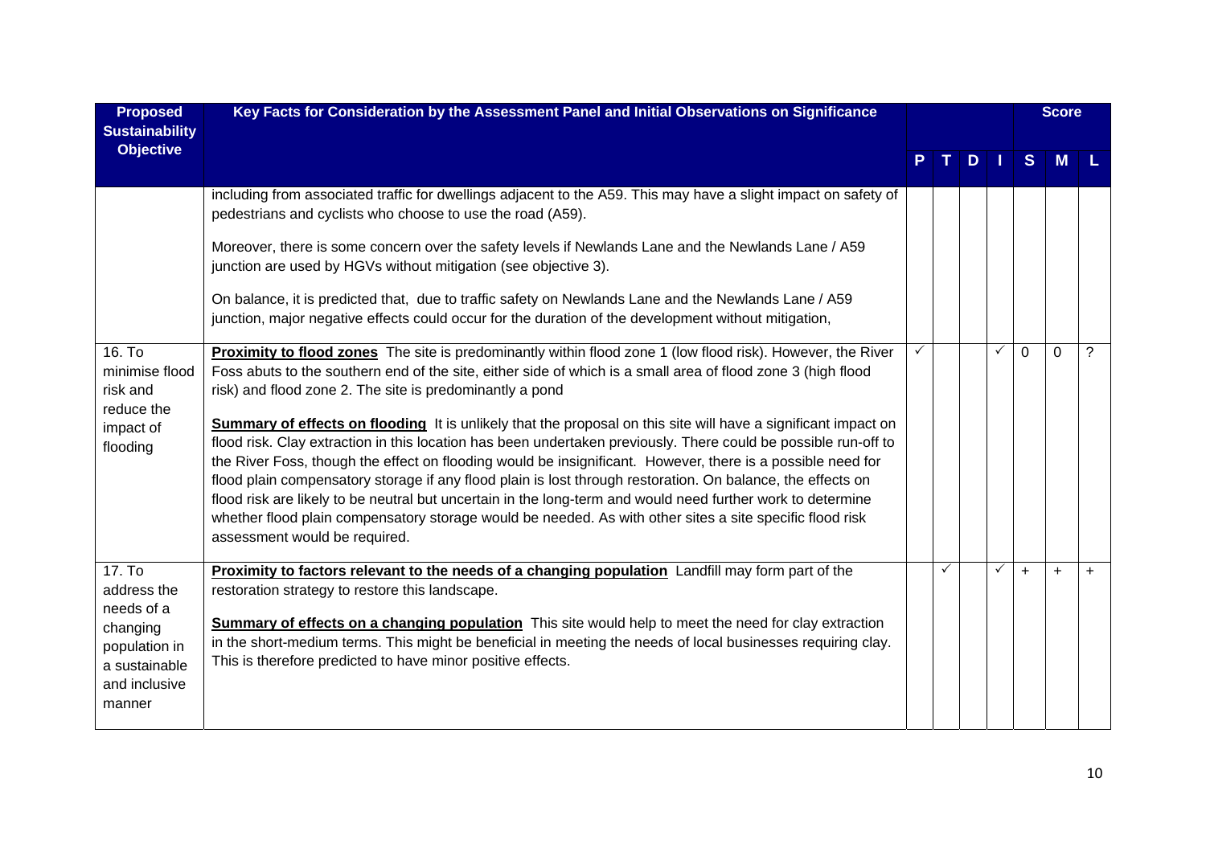| Proposed Sustainability Objective | Key Facts for Consideration by the Assessment Panel and Initial Observations on Significance | P | T | D | I | S | M | L |
|---|---|---|---|---|---|---|---|---|
| | | | | | | | **Score** | |
| | including from associated traffic for dwellings adjacent to the A59. This may have a slight impact on safety of pedestrians and cyclists who choose to use the road (A59).<br><br>Moreover, there is some concern over the safety levels if Newlands Lane and the Newlands Lane / A59 junction are used by HGVs without mitigation (see objective 3).<br><br>On balance, it is predicted that, due to traffic safety on Newlands Lane and the Newlands Lane / A59 junction, major negative effects could occur for the duration of the development without mitigation, | | | | | | | |
| 16. To minimise flood risk and reduce the impact of flooding | **Proximity to flood zones** The site is predominantly within flood zone 1 (low flood risk). However, the River Foss abuts to the southern end of the site, either side of which is a small area of flood zone 3 (high flood risk) and flood zone 2. The site is predominantly a pond<br><br>**Summary of effects on flooding** It is unlikely that the proposal on this site will have a significant impact on flood risk. Clay extraction in this location has been undertaken previously. There could be possible run-off to the River Foss, though the effect on flooding would be insignificant. However, there is a possible need for flood plain compensatory storage if any flood plain is lost through restoration. On balance, the effects on flood risk are likely to be neutral but uncertain in the long-term and would need further work to determine whether flood plain compensatory storage would be needed. As with other sites a site specific flood risk assessment would be required. | ✓ | | | ✓ | 0 | 0 | ? |
| 17. To address the needs of a changing population in a sustainable and inclusive manner | **Proximity to factors relevant to the needs of a changing population** Landfill may form part of the restoration strategy to restore this landscape.<br><br>**Summary of effects on a changing population** This site would help to meet the need for clay extraction in the short-medium terms. This might be beneficial in meeting the needs of local businesses requiring clay. This is therefore predicted to have minor positive effects. | | ✓ | | ✓ | + | + | + |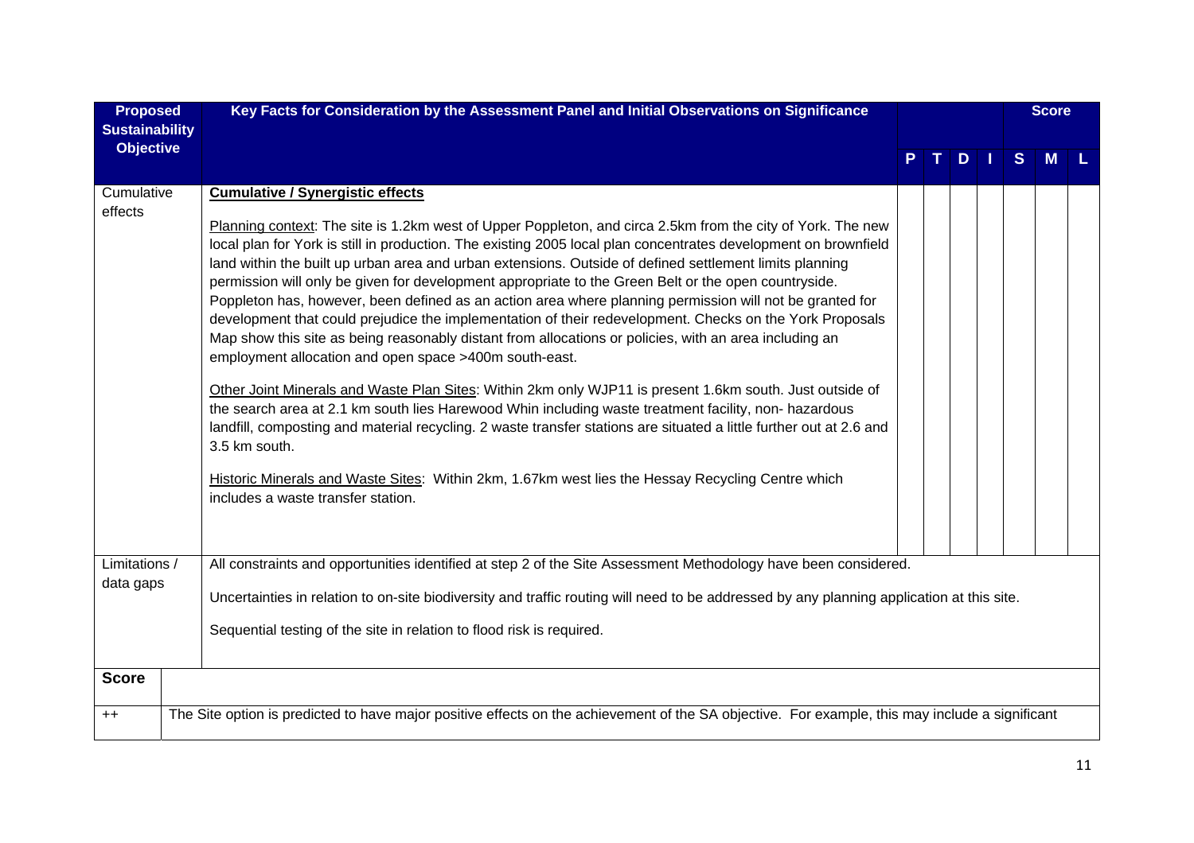| Proposed Sustainability Objective | Key Facts for Consideration by the Assessment Panel and Initial Observations on Significance | P | T | D | I | Score S | M | L |
|---|---|---|---|---|---|---|---|---|
| Cumulative effects | **Cumulative / Synergistic effects**<br><br>Planning context: The site is 1.2km west of Upper Poppleton, and circa 2.5km from the city of York. The new local plan for York is still in production. The existing 2005 local plan concentrates development on brownfield land within the built up urban area and urban extensions. Outside of defined settlement limits planning permission will only be given for development appropriate to the Green Belt or the open countryside. Poppleton has, however, been defined as an action area where planning permission will not be granted for development that could prejudice the implementation of their redevelopment. Checks on the York Proposals Map show this site as being reasonably distant from allocations or policies, with an area including an employment allocation and open space >400m south-east.<br><br>Other Joint Minerals and Waste Plan Sites: Within 2km only WJP11 is present 1.6km south. Just outside of the search area at 2.1 km south lies Harewood Whin including waste treatment facility, non- hazardous landfill, composting and material recycling. 2 waste transfer stations are situated a little further out at 2.6 and 3.5 km south.<br><br>Historic Minerals and Waste Sites: Within 2km, 1.67km west lies the Hessay Recycling Centre which includes a waste transfer station. | | | | | | | |
| Limitations / data gaps | All constraints and opportunities identified at step 2 of the Site Assessment Methodology have been considered.<br><br>Uncertainties in relation to on-site biodiversity and traffic routing will need to be addressed by any planning application at this site.<br><br>Sequential testing of the site in relation to flood risk is required. | | | | | | | |

| Score | |
|---|---|
| ++ | The Site option is predicted to have major positive effects on the achievement of the SA objective. For example, this may include a significant |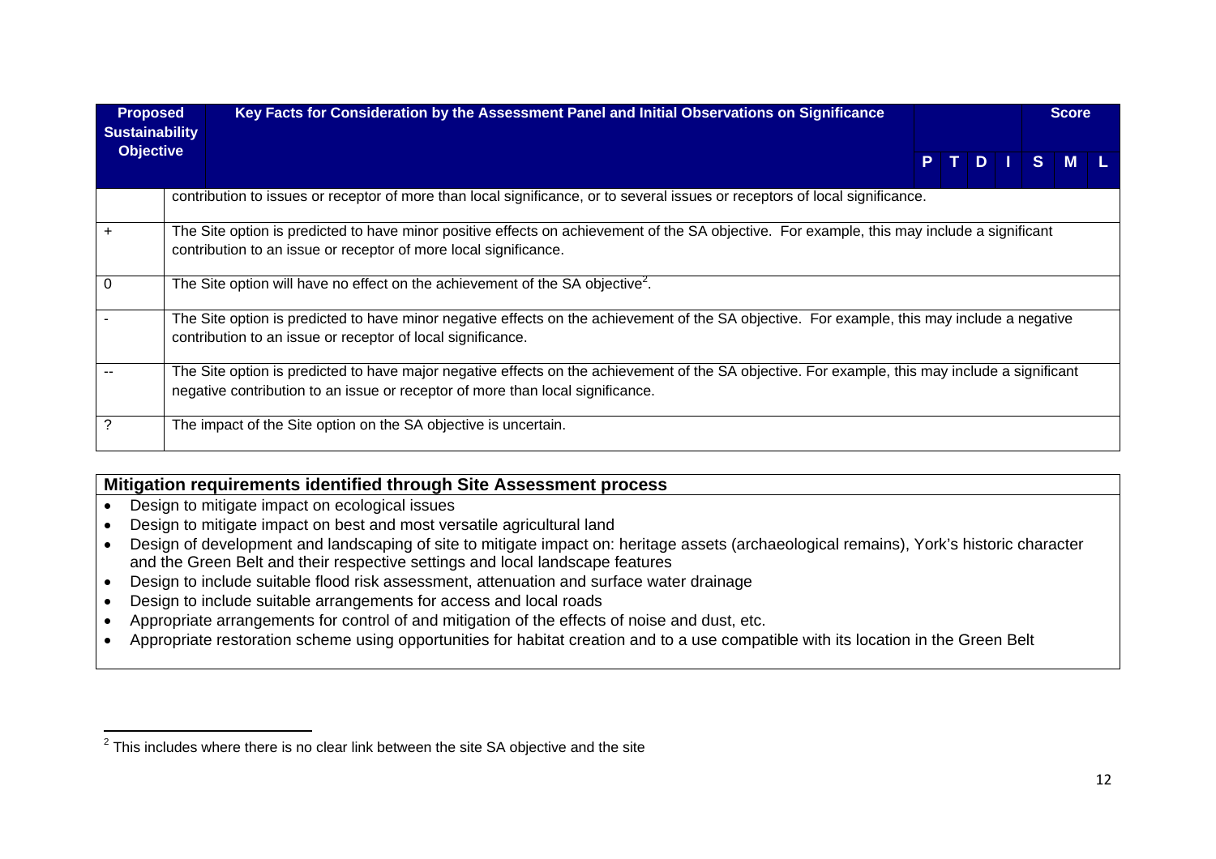| Proposed Sustainability Objective | Key Facts for Consideration by the Assessment Panel and Initial Observations on Significance | P | T | D | I | Score S | M | L |
|---|---|---|---|---|---|---|---|---|
| | contribution to issues or receptor of more than local significance, or to several issues or receptors of local significance. | | | | | | | |
| + | The Site option is predicted to have minor positive effects on achievement of the SA objective. For example, this may include a significant contribution to an issue or receptor of more local significance. | | | | | | | |
| 0 | The Site option will have no effect on the achievement of the SA objective[2]. | | | | | | | |
| - | The Site option is predicted to have minor negative effects on the achievement of the SA objective. For example, this may include a negative contribution to an issue or receptor of local significance. | | | | | | | |
| -- | The Site option is predicted to have major negative effects on the achievement of the SA objective. For example, this may include a significant negative contribution to an issue or receptor of more than local significance. | | | | | | | |
| ? | The impact of the Site option on the SA objective is uncertain. | | | | | | | |

**Mitigation requirements identified through Site Assessment process**

- Design to mitigate impact on ecological issues
- Design to mitigate impact on best and most versatile agricultural land
- Design of development and landscaping of site to mitigate impact on: heritage assets (archaeological remains), York's historic character and the Green Belt and their respective settings and local landscape features
- Design to include suitable flood risk assessment, attenuation and surface water drainage
- Design to include suitable arrangements for access and local roads
- Appropriate arrangements for control of and mitigation of the effects of noise and dust, etc.
- Appropriate restoration scheme using opportunities for habitat creation and to a use compatible with its location in the Green Belt

[2] This includes where there is no clear link between the site SA objective and the site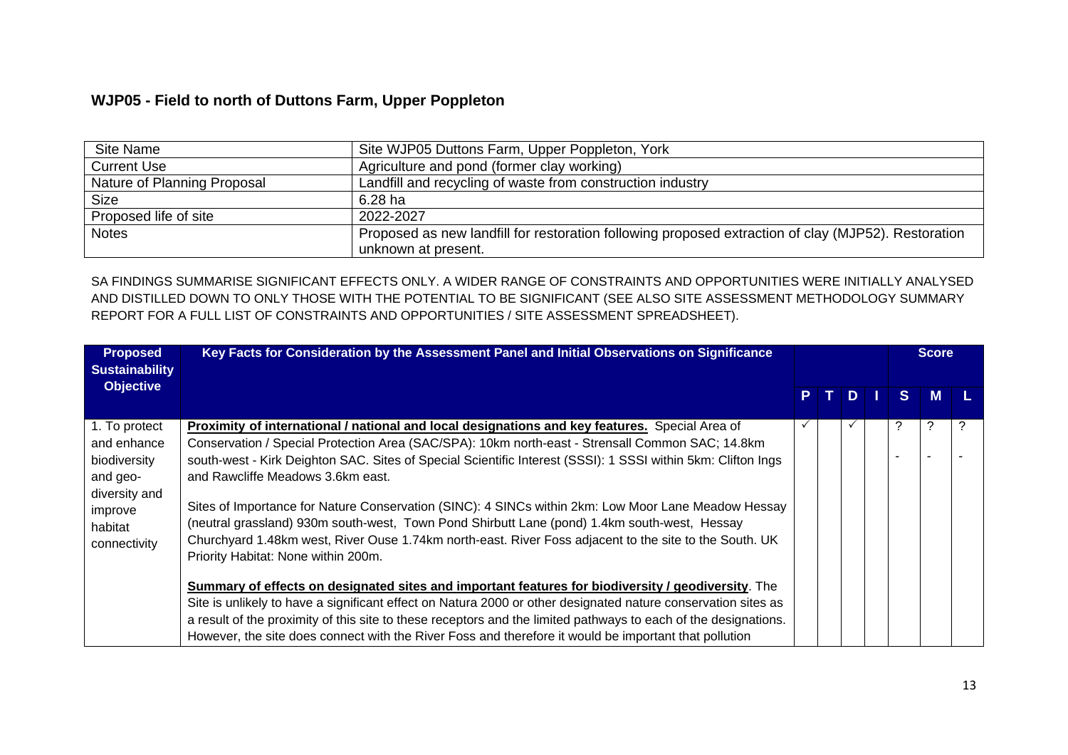## WJP05 - Field to north of Duttons Farm, Upper Poppleton

| Site Name | Site WJP05 Duttons Farm, Upper Poppleton, York |
|---|---|
| Current Use | Agriculture and pond (former clay working) |
| Nature of Planning Proposal | Landfill and recycling of waste from construction industry |
| Size | 6.28 ha |
| Proposed life of site | 2022-2027 |
| Notes | Proposed as new landfill for restoration following proposed extraction of clay (MJP52). Restoration unknown at present. |

SA FINDINGS SUMMARISE SIGNIFICANT EFFECTS ONLY. A WIDER RANGE OF CONSTRAINTS AND OPPORTUNITIES WERE INITIALLY ANALYSED AND DISTILLED DOWN TO ONLY THOSE WITH THE POTENTIAL TO BE SIGNIFICANT (SEE ALSO SITE ASSESSMENT METHODOLOGY SUMMARY REPORT FOR A FULL LIST OF CONSTRAINTS AND OPPORTUNITIES / SITE ASSESSMENT SPREADSHEET).

| Proposed Sustainability Objective | Key Facts for Consideration by the Assessment Panel and Initial Observations on Significance | P | T | D | I | Score S | Score M | Score L |
|---|---|---|---|---|---|---|---|---|
| 1. To protect and enhance biodiversity and geo-diversity and improve habitat connectivity | **Proximity of international / national and local designations and key features.** Special Area of Conservation / Special Protection Area (SAC/SPA): 10km north-east - Strensall Common SAC; 14.8km south-west - Kirk Deighton SAC. Sites of Special Scientific Interest (SSSI): 1 SSSI within 5km: Clifton Ings and Rawcliffe Meadows 3.6km east.<br><br>Sites of Importance for Nature Conservation (SINC): 4 SINCs within 2km: Low Moor Lane Meadow Hessay (neutral grassland) 930m south-west, Town Pond Shirbutt Lane (pond) 1.4km south-west, Hessay Churchyard 1.48km west, River Ouse 1.74km north-east. River Foss adjacent to the site to the South. UK Priority Habitat: None within 200m.<br><br>**Summary of effects on designated sites and important features for biodiversity / geodiversity**. The Site is unlikely to have a significant effect on Natura 2000 or other designated nature conservation sites as a result of the proximity of this site to these receptors and the limited pathways to each of the designations. However, the site does connect with the River Foss and therefore it would be important that pollution | ✓ | | ✓ | | ?<br><br>- | ?<br><br>- | ?<br><br>- |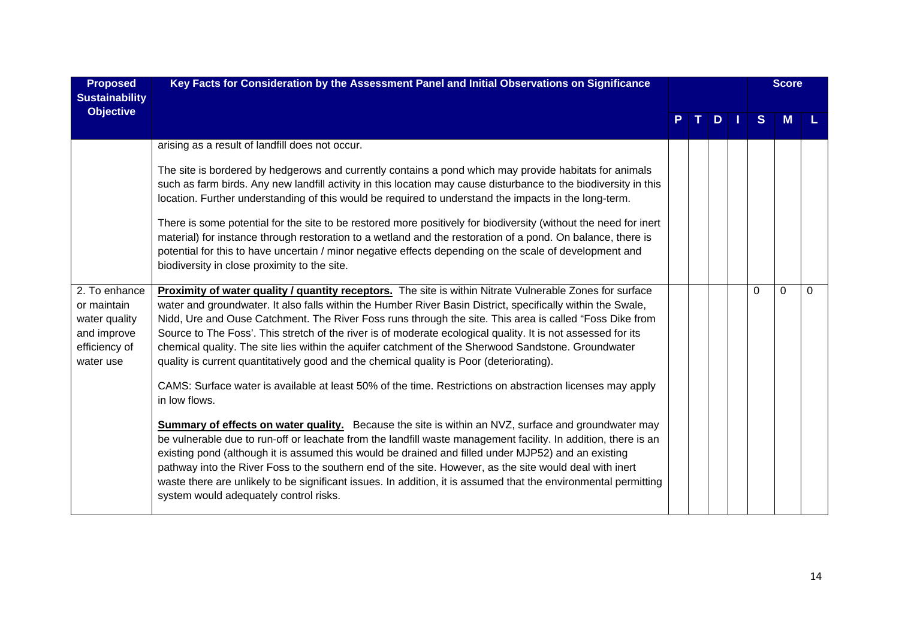| Proposed Sustainability Objective | Key Facts for Consideration by the Assessment Panel and Initial Observations on Significance | P | T | D | I | Score S | Score M | Score L |
|---|---|---|---|---|---|---|---|---|
| | arising as a result of landfill does not occur.<br><br>The site is bordered by hedgerows and currently contains a pond which may provide habitats for animals such as farm birds. Any new landfill activity in this location may cause disturbance to the biodiversity in this location. Further understanding of this would be required to understand the impacts in the long-term.<br><br>There is some potential for the site to be restored more positively for biodiversity (without the need for inert material) for instance through restoration to a wetland and the restoration of a pond. On balance, there is potential for this to have uncertain / minor negative effects depending on the scale of development and biodiversity in close proximity to the site. | | | | | | | |
| 2. To enhance or maintain water quality and improve efficiency of water use | **Proximity of water quality / quantity receptors.** The site is within Nitrate Vulnerable Zones for surface water and groundwater. It also falls within the Humber River Basin District, specifically within the Swale, Nidd, Ure and Ouse Catchment. The River Foss runs through the site. This area is called "Foss Dike from Source to The Foss'. This stretch of the river is of moderate ecological quality. It is not assessed for its chemical quality. The site lies within the aquifer catchment of the Sherwood Sandstone. Groundwater quality is current quantitatively good and the chemical quality is Poor (deteriorating).<br><br>CAMS: Surface water is available at least 50% of the time. Restrictions on abstraction licenses may apply in low flows.<br><br>**Summary of effects on water quality.** Because the site is within an NVZ, surface and groundwater may be vulnerable due to run-off or leachate from the landfill waste management facility. In addition, there is an existing pond (although it is assumed this would be drained and filled under MJP52) and an existing pathway into the River Foss to the southern end of the site. However, as the site would deal with inert waste there are unlikely to be significant issues. In addition, it is assumed that the environmental permitting system would adequately control risks. | | | | | 0 | 0 | 0 |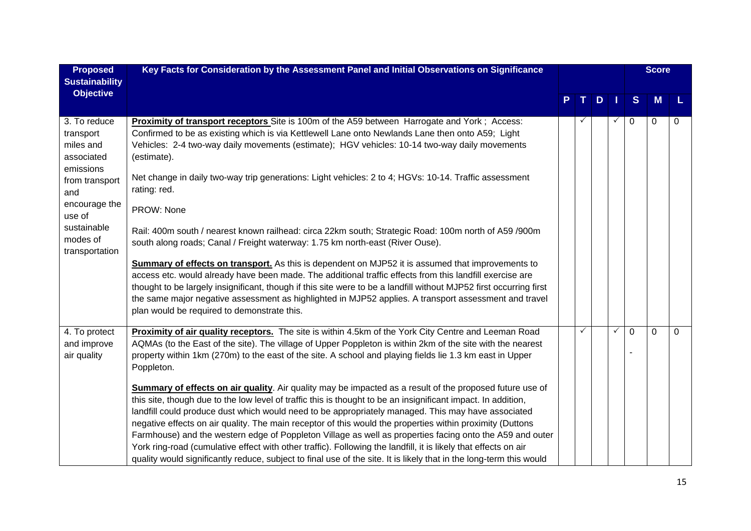| Proposed Sustainability Objective | Key Facts for Consideration by the Assessment Panel and Initial Observations on Significance | P | T | D | I | Score S | Score M | Score L |
|---|---|---|---|---|---|---|---|---|
| 3. To reduce transport miles and associated emissions from transport and encourage the use of sustainable modes of transportation | **Proximity of transport receptors** Site is 100m of the A59 between Harrogate and York ; Access: Confirmed to be as existing which is via Kettlewell Lane onto Newlands Lane then onto A59; Light Vehicles: 2-4 two-way daily movements (estimate); HGV vehicles: 10-14 two-way daily movements (estimate).<br><br>Net change in daily two-way trip generations: Light vehicles: 2 to 4; HGVs: 10-14. Traffic assessment rating: red.<br><br>PROW: None<br><br>Rail: 400m south / nearest known railhead: circa 22km south; Strategic Road: 100m north of A59 /900m south along roads; Canal / Freight waterway: 1.75 km north-east (River Ouse).<br><br>**Summary of effects on transport.** As this is dependent on MJP52 it is assumed that improvements to access etc. would already have been made. The additional traffic effects from this landfill exercise are thought to be largely insignificant, though if this site were to be a landfill without MJP52 first occurring first the same major negative assessment as highlighted in MJP52 applies. A transport assessment and travel plan would be required to demonstrate this. | | ✓ | | ✓ | 0 | 0 | 0 |
| 4. To protect and improve air quality | **Proximity of air quality receptors.** The site is within 4.5km of the York City Centre and Leeman Road AQMAs (to the East of the site). The village of Upper Poppleton is within 2km of the site with the nearest property within 1km (270m) to the east of the site. A school and playing fields lie 1.3 km east in Upper Poppleton.<br><br>**Summary of effects on air quality**. Air quality may be impacted as a result of the proposed future use of this site, though due to the low level of traffic this is thought to be an insignificant impact. In addition, landfill could produce dust which would need to be appropriately managed. This may have associated negative effects on air quality. The main receptor of this would the properties within proximity (Duttons Farmhouse) and the western edge of Poppleton Village as well as properties facing onto the A59 and outer York ring-road (cumulative effect with other traffic). Following the landfill, it is likely that effects on air quality would significantly reduce, subject to final use of the site. It is likely that in the long-term this would | | ✓ | | ✓ | 0<br>- | 0 | 0 |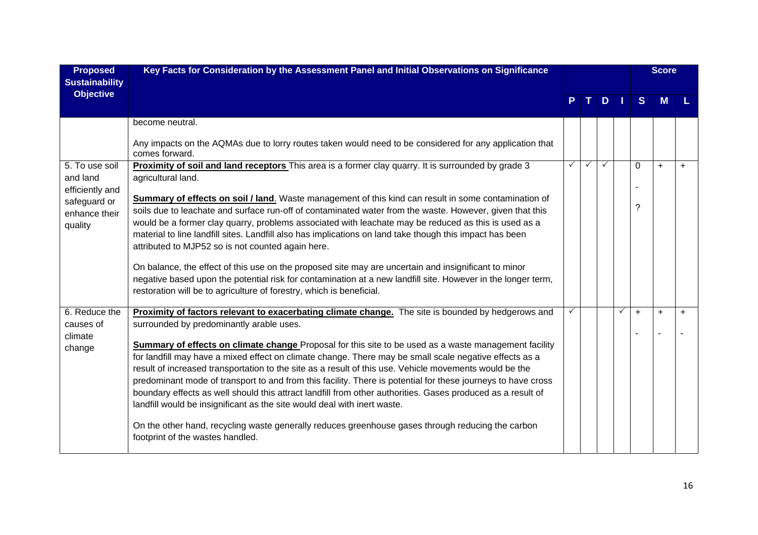| Proposed Sustainability Objective | Key Facts for Consideration by the Assessment Panel and Initial Observations on Significance | P | T | D | I | S | M | L |
|---|---|---|---|---|---|---|---|---|
| | become neutral.<br><br>Any impacts on the AQMAs due to lorry routes taken would need to be considered for any application that comes forward. | | | | | | | |
| 5. To use soil and land efficiently and safeguard or enhance their quality | **Proximity of soil and land receptors** This area is a former clay quarry. It is surrounded by grade 3 agricultural land.<br><br>**Summary of effects on soil / land**. Waste management of this kind can result in some contamination of soils due to leachate and surface run-off of contaminated water from the waste. However, given that this would be a former clay quarry, problems associated with leachate may be reduced as this is used as a material to line landfill sites. Landfill also has implications on land take though this impact has been attributed to MJP52 so is not counted again here.<br><br>On balance, the effect of this use on the proposed site may are uncertain and insignificant to minor negative based upon the potential risk for contamination at a new landfill site. However in the longer term, restoration will be to agriculture of forestry, which is beneficial. | ✓ | ✓ | ✓ | | 0<br>-<br>? | + | + |
| 6. Reduce the causes of climate change | **Proximity of factors relevant to exacerbating climate change.** The site is bounded by hedgerows and surrounded by predominantly arable uses.<br><br>**Summary of effects on climate change** Proposal for this site to be used as a waste management facility for landfill may have a mixed effect on climate change. There may be small scale negative effects as a result of increased transportation to the site as a result of this use. Vehicle movements would be the predominant mode of transport to and from this facility. There is potential for these journeys to have cross boundary effects as well should this attract landfill from other authorities. Gases produced as a result of landfill would be insignificant as the site would deal with inert waste.<br><br>On the other hand, recycling waste generally reduces greenhouse gases through reducing the carbon footprint of the wastes handled. | ✓ | | | ✓ | +<br>- | +<br>- | +<br>- |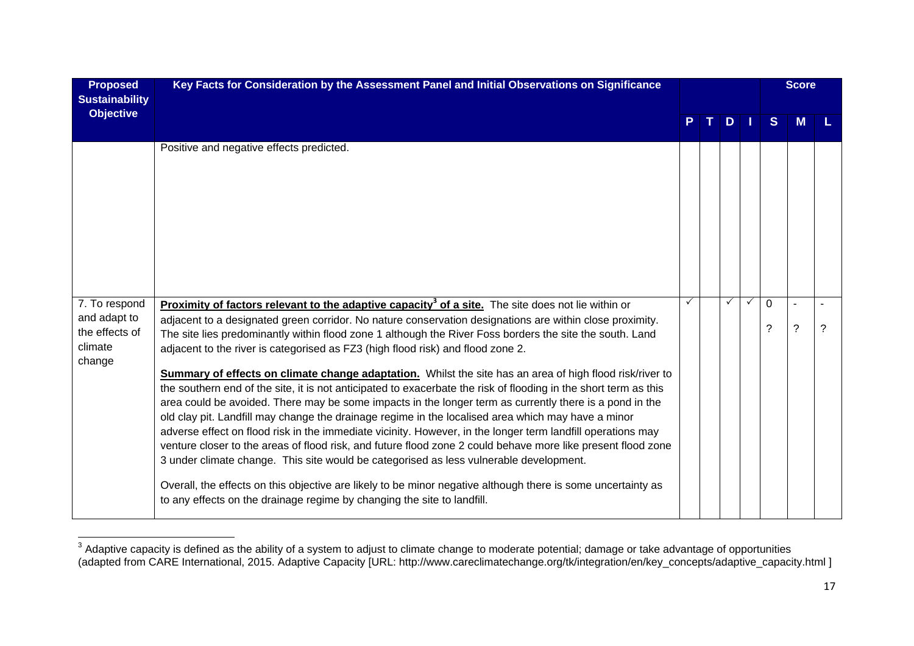| Proposed Sustainability Objective | Key Facts for Consideration by the Assessment Panel and Initial Observations on Significance | P | T | D | I | Score S | Score M | Score L |
|---|---|---|---|---|---|---|---|---|
| | Positive and negative effects predicted. | | | | | | | |
| 7. To respond and adapt to the effects of climate change | **Proximity of factors relevant to the adaptive capacity[3] of a site.** The site does not lie within or adjacent to a designated green corridor. No nature conservation designations are within close proximity. The site lies predominantly within flood zone 1 although the River Foss borders the site the south. Land adjacent to the river is categorised as FZ3 (high flood risk) and flood zone 2.<br><br>**Summary of effects on climate change adaptation.** Whilst the site has an area of high flood risk/river to the southern end of the site, it is not anticipated to exacerbate the risk of flooding in the short term as this area could be avoided. There may be some impacts in the longer term as currently there is a pond in the old clay pit. Landfill may change the drainage regime in the localised area which may have a minor adverse effect on flood risk in the immediate vicinity. However, in the longer term landfill operations may venture closer to the areas of flood risk, and future flood zone 2 could behave more like present flood zone 3 under climate change. This site would be categorised as less vulnerable development.<br><br>Overall, the effects on this objective are likely to be minor negative although there is some uncertainty as to any effects on the drainage regime by changing the site to landfill. | ✓ | | ✓ | ✓ | 0<br>? | -<br>? | -<br>? |

[3] Adaptive capacity is defined as the ability of a system to adjust to climate change to moderate potential; damage or take advantage of opportunities (adapted from CARE International, 2015. Adaptive Capacity [URL: http://www.careclimatechange.org/tk/integration/en/key_concepts/adaptive_capacity.html ]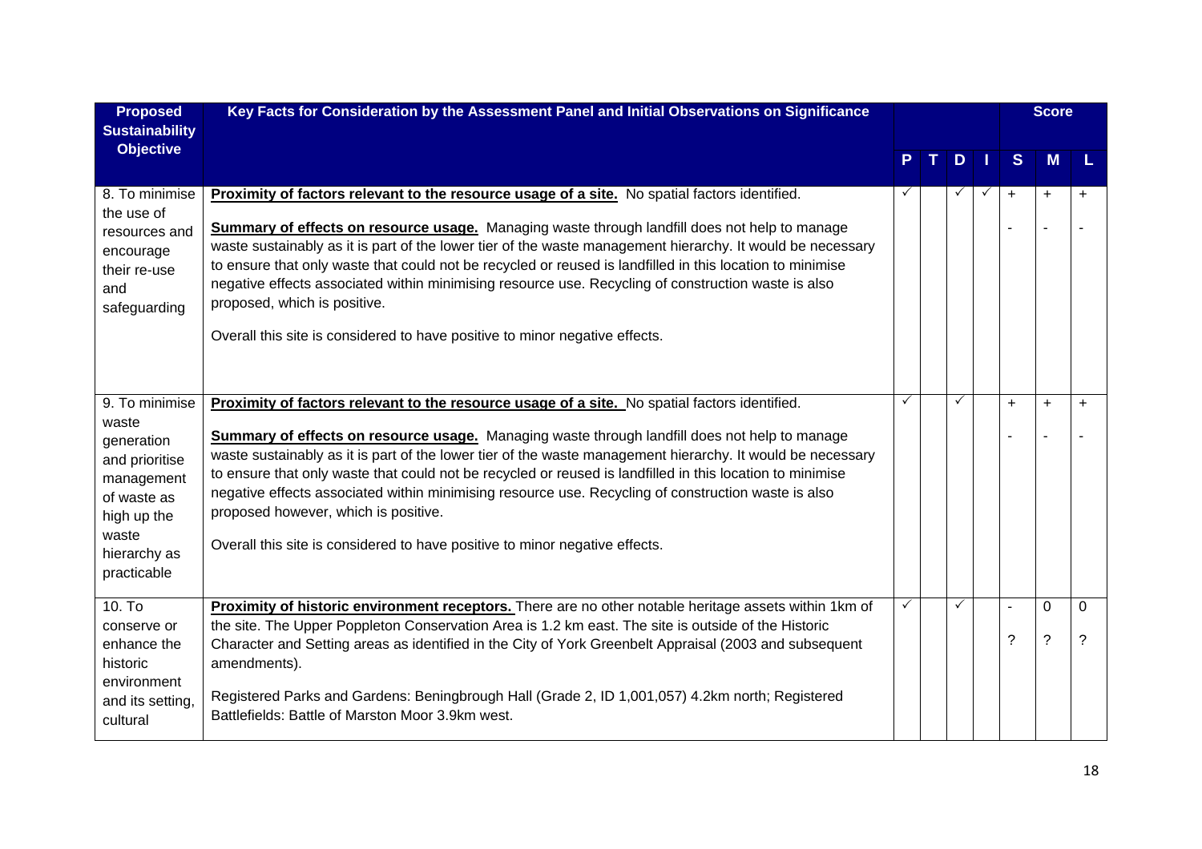| Proposed Sustainability Objective | Key Facts for Consideration by the Assessment Panel and Initial Observations on Significance | P | T | D | I | S | M | L |
|---|---|---|---|---|---|---|---|---|
| | | | | | | Score | | |
| 8. To minimise the use of resources and encourage their re-use and safeguarding | **Proximity of factors relevant to the resource usage of a site.** No spatial factors identified.<br><br>**Summary of effects on resource usage.** Managing waste through landfill does not help to manage waste sustainably as it is part of the lower tier of the waste management hierarchy. It would be necessary to ensure that only waste that could not be recycled or reused is landfilled in this location to minimise negative effects associated within minimising resource use. Recycling of construction waste is also proposed, which is positive.<br><br>Overall this site is considered to have positive to minor negative effects. | ✓ | | ✓ | ✓ | +<br>- | +<br>- | +<br>- |
| 9. To minimise waste generation and prioritise management of waste as high up the waste hierarchy as practicable | **Proximity of factors relevant to the resource usage of a site.** No spatial factors identified.<br><br>**Summary of effects on resource usage.** Managing waste through landfill does not help to manage waste sustainably as it is part of the lower tier of the waste management hierarchy. It would be necessary to ensure that only waste that could not be recycled or reused is landfilled in this location to minimise negative effects associated within minimising resource use. Recycling of construction waste is also proposed however, which is positive.<br><br>Overall this site is considered to have positive to minor negative effects. | ✓ | | ✓ | | +<br>- | +<br>- | +<br>- |
| 10. To conserve or enhance the historic environment and its setting, cultural | **Proximity of historic environment receptors.** There are no other notable heritage assets within 1km of the site. The Upper Poppleton Conservation Area is 1.2 km east. The site is outside of the Historic Character and Setting areas as identified in the City of York Greenbelt Appraisal (2003 and subsequent amendments).<br><br>Registered Parks and Gardens: Beningbrough Hall (Grade 2, ID 1,001,057) 4.2km north; Registered Battlefields: Battle of Marston Moor 3.9km west. | ✓ | | ✓ | | -<br>? | 0<br>? | 0<br>? |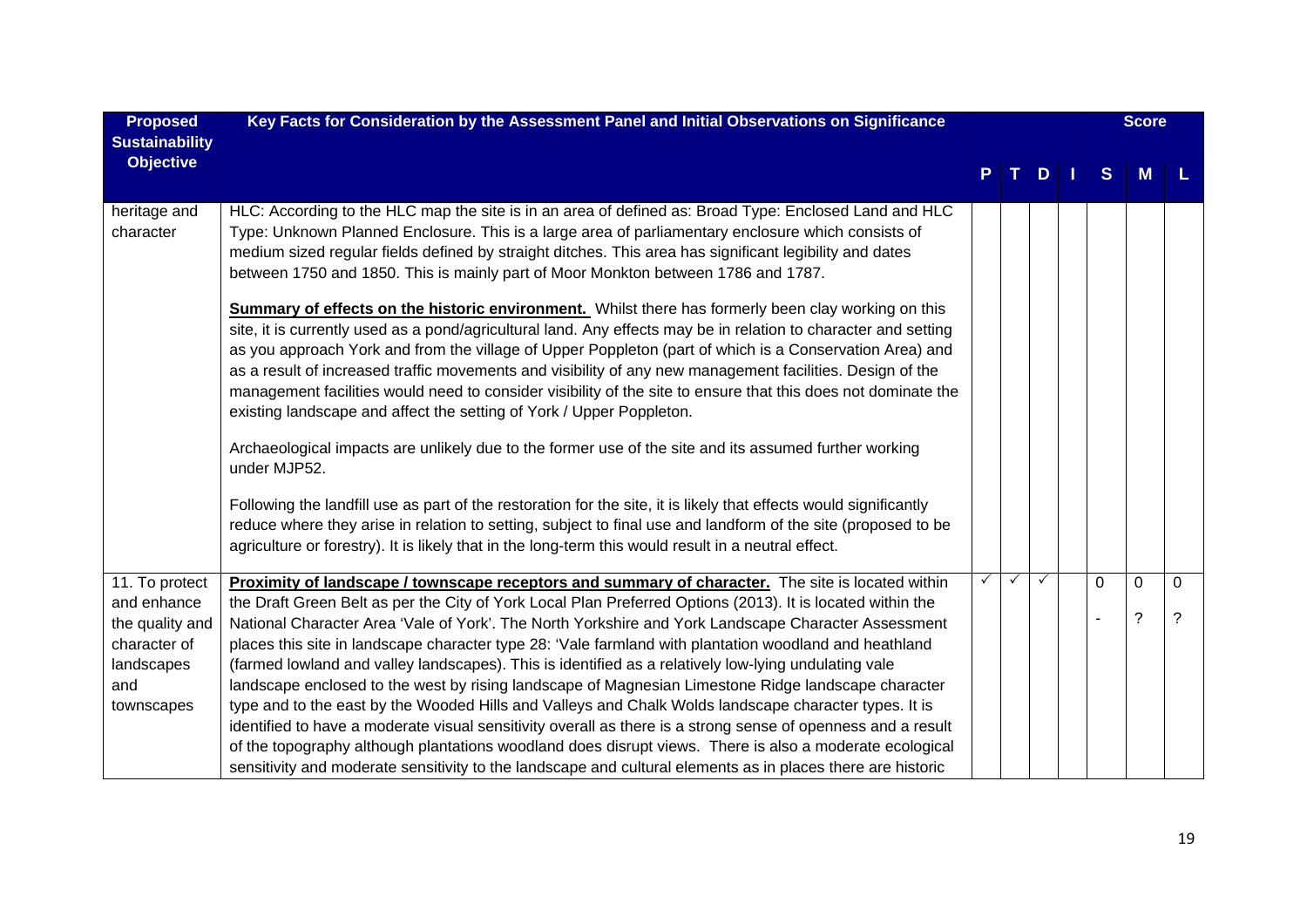| Proposed Sustainability Objective | Key Facts for Consideration by the Assessment Panel and Initial Observations on Significance | P | T | D | I | S | M | L |
|---|---|---|---|---|---|---|---|---|
| | | | | | | | **Score** | |
| heritage and character | HLC: According to the HLC map the site is in an area of defined as: Broad Type: Enclosed Land and HLC Type: Unknown Planned Enclosure. This is a large area of parliamentary enclosure which consists of medium sized regular fields defined by straight ditches. This area has significant legibility and dates between 1750 and 1850. This is mainly part of Moor Monkton between 1786 and 1787.<br><br>**Summary of effects on the historic environment.** Whilst there has formerly been clay working on this site, it is currently used as a pond/agricultural land. Any effects may be in relation to character and setting as you approach York and from the village of Upper Poppleton (part of which is a Conservation Area) and as a result of increased traffic movements and visibility of any new management facilities. Design of the management facilities would need to consider visibility of the site to ensure that this does not dominate the existing landscape and affect the setting of York / Upper Poppleton.<br><br>Archaeological impacts are unlikely due to the former use of the site and its assumed further working under MJP52.<br><br>Following the landfill use as part of the restoration for the site, it is likely that effects would significantly reduce where they arise in relation to setting, subject to final use and landform of the site (proposed to be agriculture or forestry). It is likely that in the long-term this would result in a neutral effect. | | | | | | | |
| 11. To protect and enhance the quality and character of landscapes and townscapes | **Proximity of landscape / townscape receptors and summary of character.** The site is located within the Draft Green Belt as per the City of York Local Plan Preferred Options (2013). It is located within the National Character Area 'Vale of York'. The North Yorkshire and York Landscape Character Assessment places this site in landscape character type 28: 'Vale farmland with plantation woodland and heathland (farmed lowland and valley landscapes). This is identified as a relatively low-lying undulating vale landscape enclosed to the west by rising landscape of Magnesian Limestone Ridge landscape character type and to the east by the Wooded Hills and Valleys and Chalk Wolds landscape character types. It is identified to have a moderate visual sensitivity overall as there is a strong sense of openness and a result of the topography although plantations woodland does disrupt views. There is also a moderate ecological sensitivity and moderate sensitivity to the landscape and cultural elements as in places there are historic | ✓ | ✓ | ✓ | | 0<br>- | 0<br>? | 0<br>? |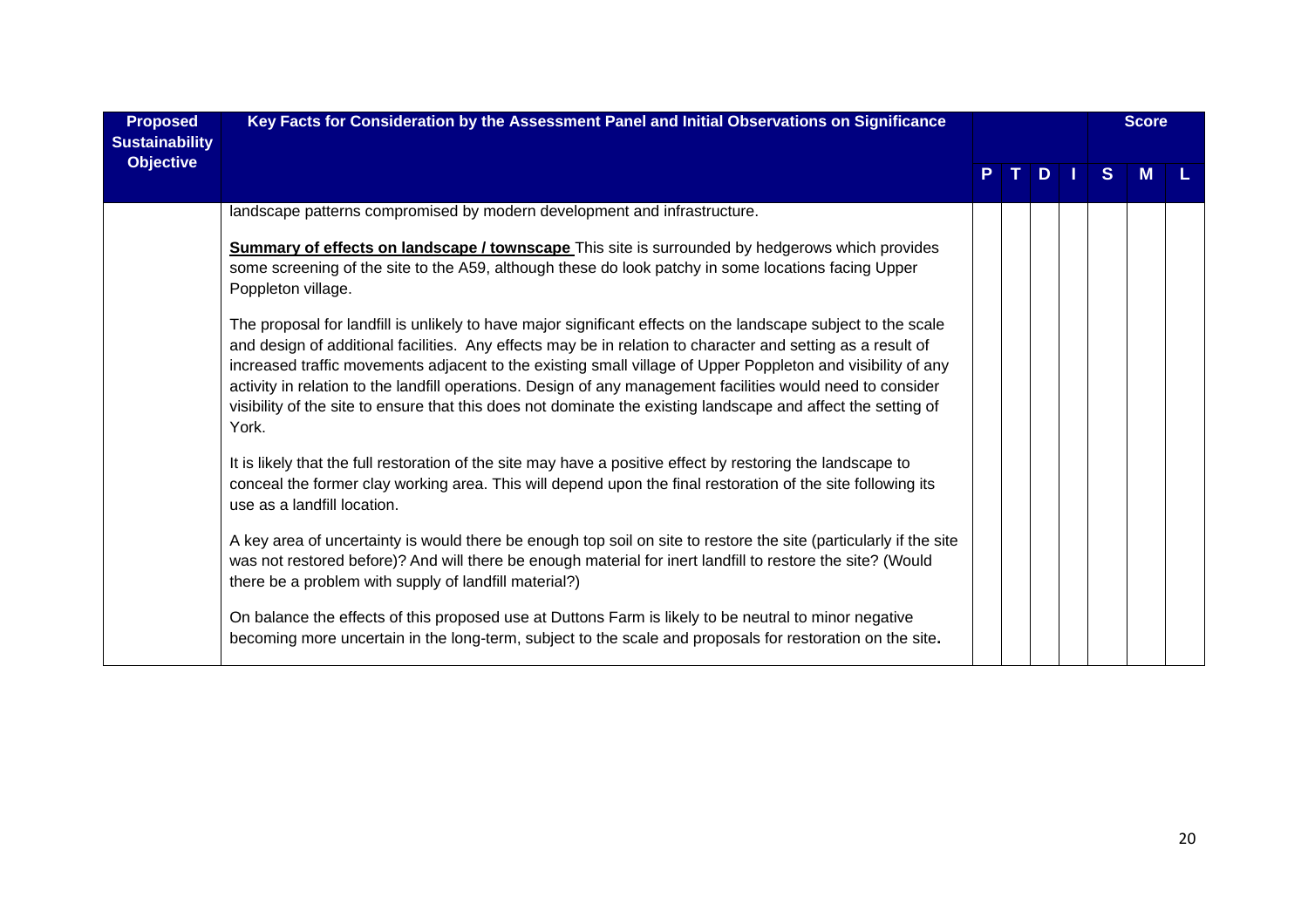| Proposed Sustainability Objective | Key Facts for Consideration by the Assessment Panel and Initial Observations on Significance | P | T | D | I | S | M | L |
|---|---|---|---|---|---|---|---|---|
| | | | | | | | Score | |
| | landscape patterns compromised by modern development and infrastructure.<br><br>**<u>Summary of effects on landscape / townscape</u>** This site is surrounded by hedgerows which provides some screening of the site to the A59, although these do look patchy in some locations facing Upper Poppleton village.<br><br>The proposal for landfill is unlikely to have major significant effects on the landscape subject to the scale and design of additional facilities. Any effects may be in relation to character and setting as a result of increased traffic movements adjacent to the existing small village of Upper Poppleton and visibility of any activity in relation to the landfill operations. Design of any management facilities would need to consider visibility of the site to ensure that this does not dominate the existing landscape and affect the setting of York.<br><br>It is likely that the full restoration of the site may have a positive effect by restoring the landscape to conceal the former clay working area. This will depend upon the final restoration of the site following its use as a landfill location.<br><br>A key area of uncertainty is would there be enough top soil on site to restore the site (particularly if the site was not restored before)? And will there be enough material for inert landfill to restore the site? (Would there be a problem with supply of landfill material?)<br><br>On balance the effects of this proposed use at Duttons Farm is likely to be neutral to minor negative becoming more uncertain in the long-term, subject to the scale and proposals for restoration on the site**.** | | | | | | | |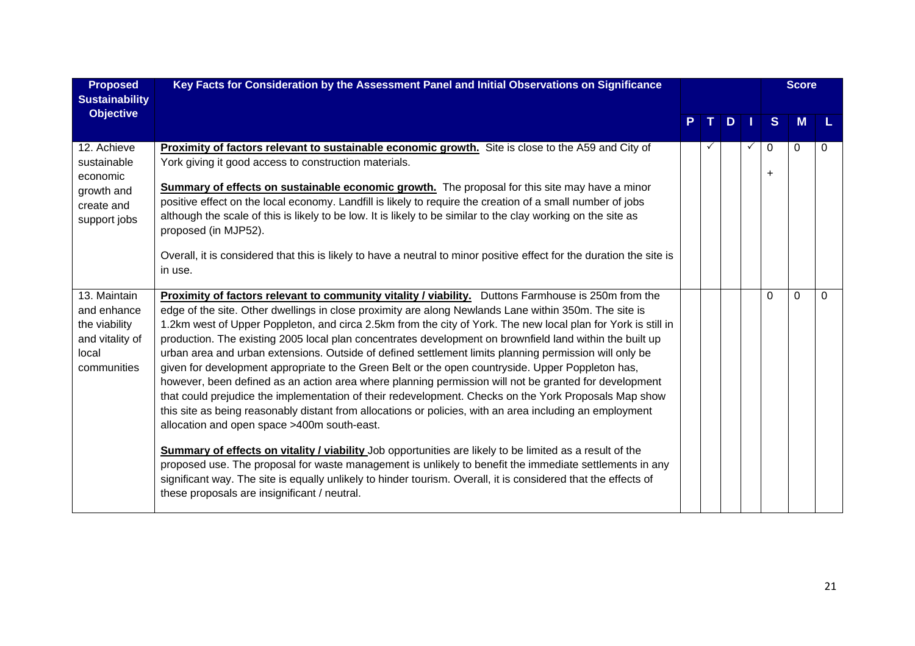| Proposed Sustainability Objective | Key Facts for Consideration by the Assessment Panel and Initial Observations on Significance | P | T | D | I | S | M | L |
|---|---|---|---|---|---|---|---|---|
| | | | | | | Score | | |
| 12. Achieve sustainable economic growth and create and support jobs | **Proximity of factors relevant to sustainable economic growth.** Site is close to the A59 and City of York giving it good access to construction materials.<br><br>**Summary of effects on sustainable economic growth.** The proposal for this site may have a minor positive effect on the local economy. Landfill is likely to require the creation of a small number of jobs although the scale of this is likely to be low. It is likely to be similar to the clay working on the site as proposed (in MJP52).<br><br>Overall, it is considered that this is likely to have a neutral to minor positive effect for the duration the site is in use. | | ✓ | | ✓ | 0<br>+ | 0 | 0 |
| 13. Maintain and enhance the viability and vitality of local communities | **Proximity of factors relevant to community vitality / viability.** Duttons Farmhouse is 250m from the edge of the site. Other dwellings in close proximity are along Newlands Lane within 350m. The site is 1.2km west of Upper Poppleton, and circa 2.5km from the city of York. The new local plan for York is still in production. The existing 2005 local plan concentrates development on brownfield land within the built up urban area and urban extensions. Outside of defined settlement limits planning permission will only be given for development appropriate to the Green Belt or the open countryside. Upper Poppleton has, however, been defined as an action area where planning permission will not be granted for development that could prejudice the implementation of their redevelopment. Checks on the York Proposals Map show this site as being reasonably distant from allocations or policies, with an area including an employment allocation and open space >400m south-east.<br><br>**Summary of effects on vitality / viability** Job opportunities are likely to be limited as a result of the proposed use. The proposal for waste management is unlikely to benefit the immediate settlements in any significant way. The site is equally unlikely to hinder tourism. Overall, it is considered that the effects of these proposals are insignificant / neutral. | | | | | 0 | 0 | 0 |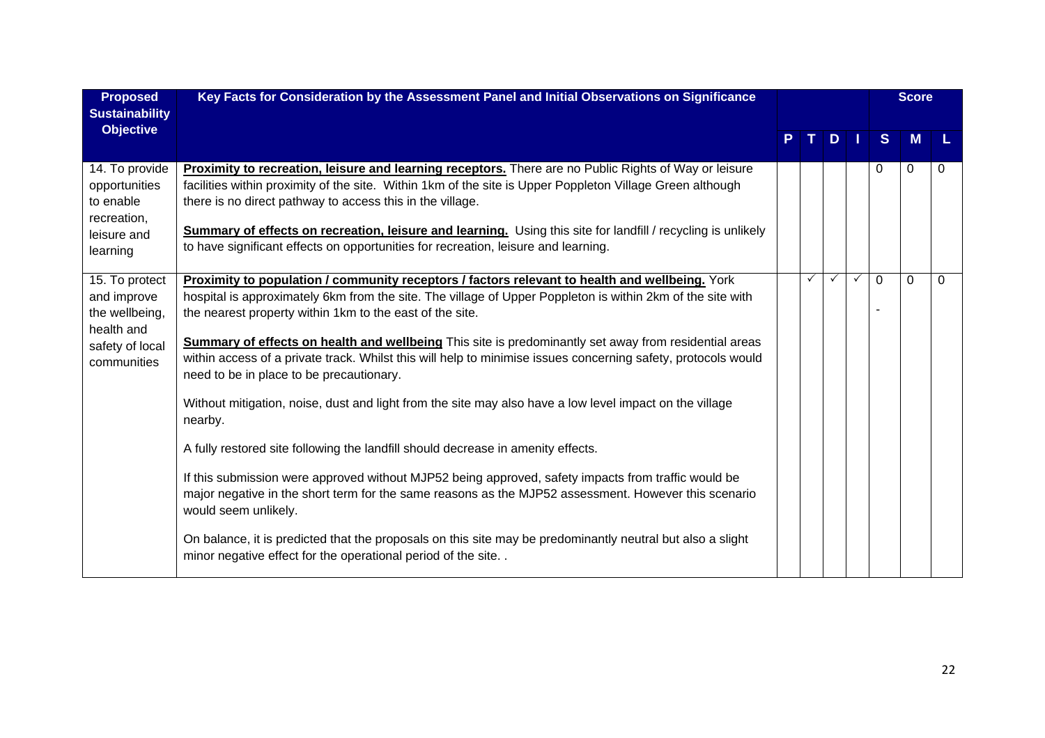| Proposed Sustainability Objective | Key Facts for Consideration by the Assessment Panel and Initial Observations on Significance | P | T | D | I | Score S | Score M | Score L |
|---|---|---|---|---|---|---|---|---|
| 14. To provide opportunities to enable recreation, leisure and learning | **Proximity to recreation, leisure and learning receptors.** There are no Public Rights of Way or leisure facilities within proximity of the site. Within 1km of the site is Upper Poppleton Village Green although there is no direct pathway to access this in the village.<br><br>**Summary of effects on recreation, leisure and learning.** Using this site for landfill / recycling is unlikely to have significant effects on opportunities for recreation, leisure and learning. | | | | | 0 | 0 | 0 |
| 15. To protect and improve the wellbeing, health and safety of local communities | **Proximity to population / community receptors / factors relevant to health and wellbeing.** York hospital is approximately 6km from the site. The village of Upper Poppleton is within 2km of the site with the nearest property within 1km to the east of the site.<br><br>**Summary of effects on health and wellbeing** This site is predominantly set away from residential areas within access of a private track. Whilst this will help to minimise issues concerning safety, protocols would need to be in place to be precautionary.<br><br>Without mitigation, noise, dust and light from the site may also have a low level impact on the village nearby.<br><br>A fully restored site following the landfill should decrease in amenity effects.<br><br>If this submission were approved without MJP52 being approved, safety impacts from traffic would be major negative in the short term for the same reasons as the MJP52 assessment. However this scenario would seem unlikely.<br><br>On balance, it is predicted that the proposals on this site may be predominantly neutral but also a slight minor negative effect for the operational period of the site. . | | ✓ | ✓ | ✓ | 0<br>- | 0 | 0 |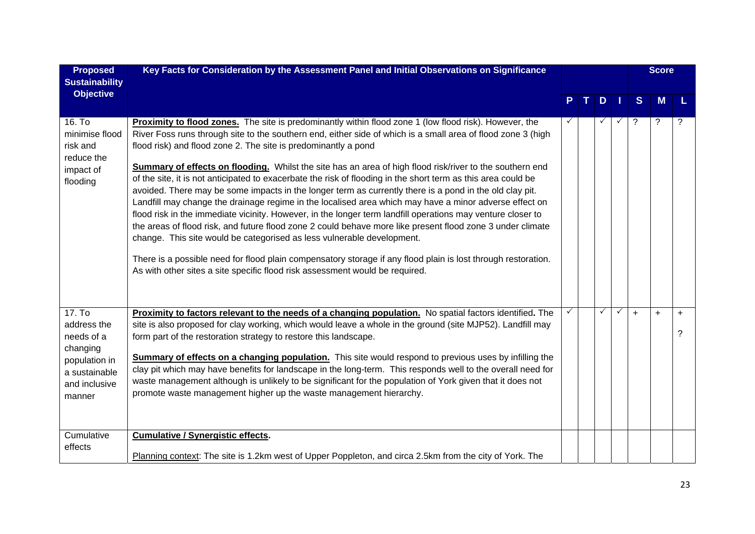| Proposed Sustainability Objective | Key Facts for Consideration by the Assessment Panel and Initial Observations on Significance | P | T | D | I | S | M | L |
|---|---|---|---|---|---|---|---|---|
| | | | | | | | Score | |
| 16. To minimise flood risk and reduce the impact of flooding | **Proximity to flood zones.** The site is predominantly within flood zone 1 (low flood risk). However, the River Foss runs through site to the southern end, either side of which is a small area of flood zone 3 (high flood risk) and flood zone 2. The site is predominantly a pond<br><br>**Summary of effects on flooding.** Whilst the site has an area of high flood risk/river to the southern end of the site, it is not anticipated to exacerbate the risk of flooding in the short term as this area could be avoided. There may be some impacts in the longer term as currently there is a pond in the old clay pit. Landfill may change the drainage regime in the localised area which may have a minor adverse effect on flood risk in the immediate vicinity. However, in the longer term landfill operations may venture closer to the areas of flood risk, and future flood zone 2 could behave more like present flood zone 3 under climate change. This site would be categorised as less vulnerable development.<br><br>There is a possible need for flood plain compensatory storage if any flood plain is lost through restoration. As with other sites a site specific flood risk assessment would be required. | ✓ | | ✓ | ✓ | ? | ? | ? |
| 17. To address the needs of a changing population in a sustainable and inclusive manner | **Proximity to factors relevant to the needs of a changing population.** No spatial factors identified**.** The site is also proposed for clay working, which would leave a whole in the ground (site MJP52). Landfill may form part of the restoration strategy to restore this landscape.<br><br>**Summary of effects on a changing population.** This site would respond to previous uses by infilling the clay pit which may have benefits for landscape in the long-term. This responds well to the overall need for waste management although is unlikely to be significant for the population of York given that it does not promote waste management higher up the waste management hierarchy. | ✓ | | ✓ | ✓ | + | + | + ? |
| Cumulative effects | **Cumulative / Synergistic effects.**<br><br>Planning context: The site is 1.2km west of Upper Poppleton, and circa 2.5km from the city of York. The | | | | | | | |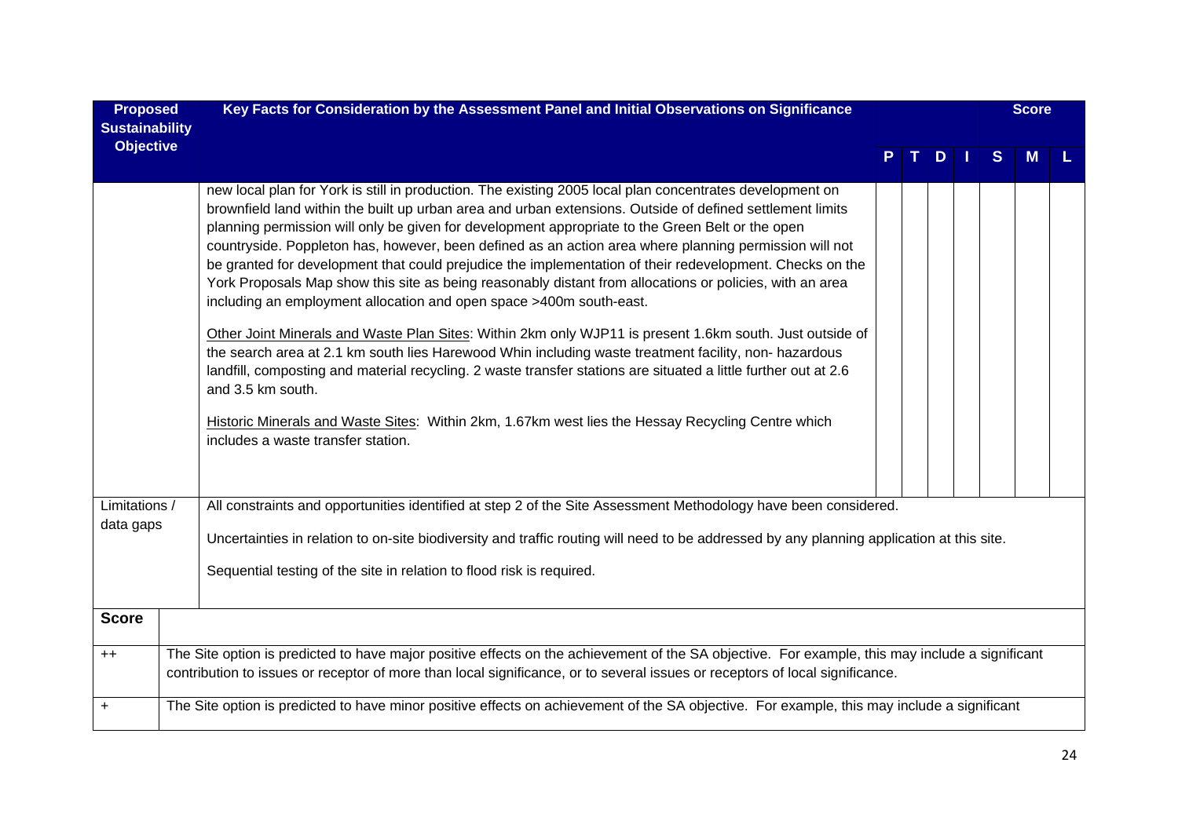| Proposed Sustainability Objective | Key Facts for Consideration by the Assessment Panel and Initial Observations on Significance | P | T | D | I | S | M | L |
|---|---|---|---|---|---|---|---|---|
| | new local plan for York is still in production. The existing 2005 local plan concentrates development on brownfield land within the built up urban area and urban extensions. Outside of defined settlement limits planning permission will only be given for development appropriate to the Green Belt or the open countryside. Poppleton has, however, been defined as an action area where planning permission will not be granted for development that could prejudice the implementation of their redevelopment. Checks on the York Proposals Map show this site as being reasonably distant from allocations or policies, with an area including an employment allocation and open space >400m south-east.<br><br>Other Joint Minerals and Waste Plan Sites: Within 2km only WJP11 is present 1.6km south. Just outside of the search area at 2.1 km south lies Harewood Whin including waste treatment facility, non- hazardous landfill, composting and material recycling. 2 waste transfer stations are situated a little further out at 2.6 and 3.5 km south.<br><br>Historic Minerals and Waste Sites: Within 2km, 1.67km west lies the Hessay Recycling Centre which includes a waste transfer station. | | | | | | | |
| Limitations / data gaps | All constraints and opportunities identified at step 2 of the Site Assessment Methodology have been considered.<br><br>Uncertainties in relation to on-site biodiversity and traffic routing will need to be addressed by any planning application at this site.<br><br>Sequential testing of the site in relation to flood risk is required. | | | | | | | |

| Score | |
|---|---|
| ++ | The Site option is predicted to have major positive effects on the achievement of the SA objective. For example, this may include a significant contribution to issues or receptor of more than local significance, or to several issues or receptors of local significance. |
| + | The Site option is predicted to have minor positive effects on achievement of the SA objective. For example, this may include a significant |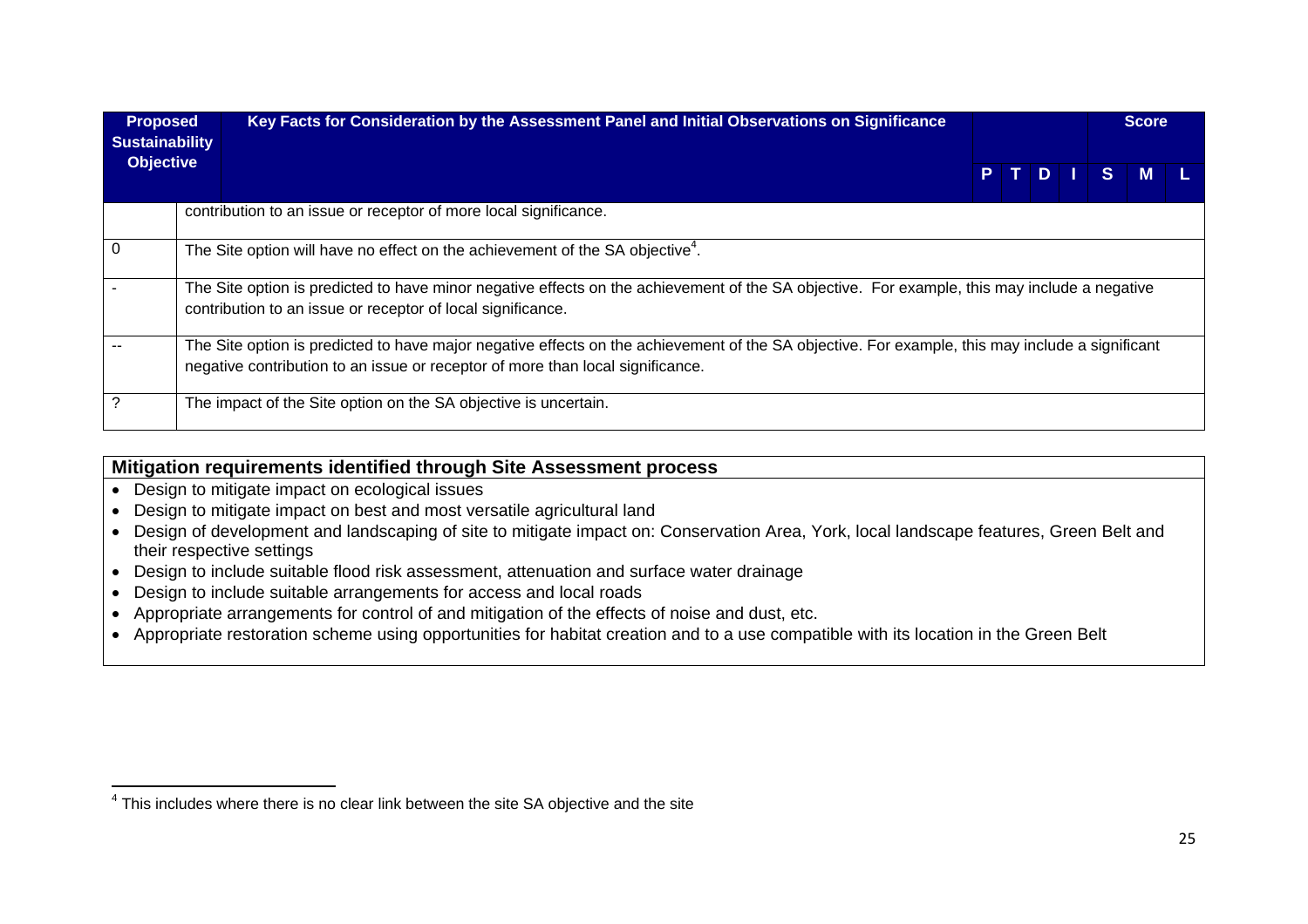| Proposed Sustainability Objective | Key Facts for Consideration by the Assessment Panel and Initial Observations on Significance | Score | | | | | | |
|---|---|---|---|---|---|---|---|---|
| | | P | T | D | I | S | M | L |
| | contribution to an issue or receptor of more local significance. | | | | | | | |
| 0 | The Site option will have no effect on the achievement of the SA objective[4]. | | | | | | | |
| - | The Site option is predicted to have minor negative effects on the achievement of the SA objective. For example, this may include a negative contribution to an issue or receptor of local significance. | | | | | | | |
| -- | The Site option is predicted to have major negative effects on the achievement of the SA objective. For example, this may include a significant negative contribution to an issue or receptor of more than local significance. | | | | | | | |
| ? | The impact of the Site option on the SA objective is uncertain. | | | | | | | |

**Mitigation requirements identified through Site Assessment process**

- Design to mitigate impact on ecological issues
- Design to mitigate impact on best and most versatile agricultural land
- Design of development and landscaping of site to mitigate impact on: Conservation Area, York, local landscape features, Green Belt and their respective settings
- Design to include suitable flood risk assessment, attenuation and surface water drainage
- Design to include suitable arrangements for access and local roads
- Appropriate arrangements for control of and mitigation of the effects of noise and dust, etc.
- Appropriate restoration scheme using opportunities for habitat creation and to a use compatible with its location in the Green Belt

[4] This includes where there is no clear link between the site SA objective and the site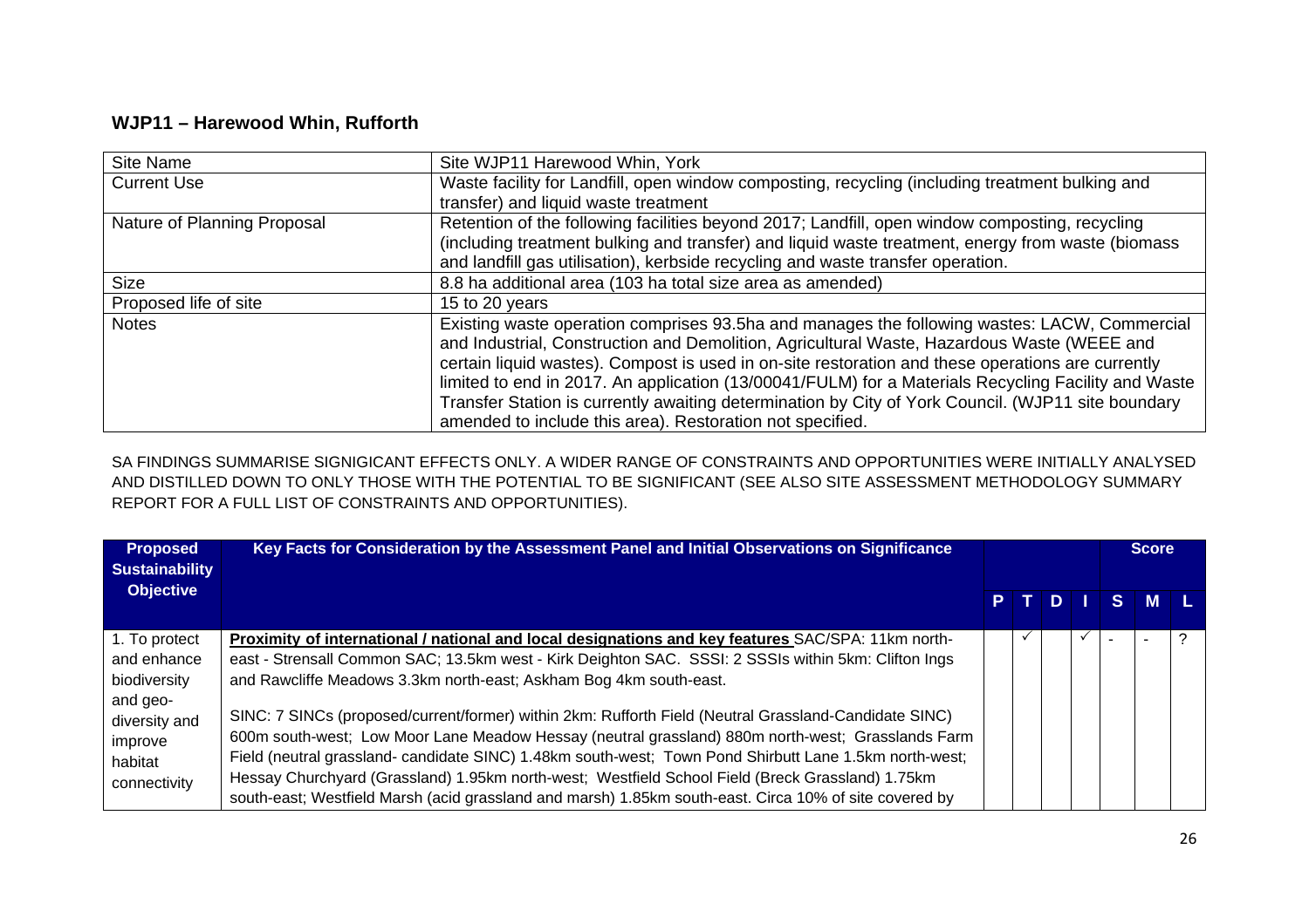## WJP11 – Harewood Whin, Rufforth

| Site Name | Site WJP11 Harewood Whin, York |
|---|---|
| Current Use | Waste facility for Landfill, open window composting, recycling (including treatment bulking and transfer) and liquid waste treatment |
| Nature of Planning Proposal | Retention of the following facilities beyond 2017; Landfill, open window composting, recycling (including treatment bulking and transfer) and liquid waste treatment, energy from waste (biomass and landfill gas utilisation), kerbside recycling and waste transfer operation. |
| Size | 8.8 ha additional area (103 ha total size area as amended) |
| Proposed life of site | 15 to 20 years |
| Notes | Existing waste operation comprises 93.5ha and manages the following wastes: LACW, Commercial and Industrial, Construction and Demolition, Agricultural Waste, Hazardous Waste (WEEE and certain liquid wastes). Compost is used in on-site restoration and these operations are currently limited to end in 2017. An application (13/00041/FULM) for a Materials Recycling Facility and Waste Transfer Station is currently awaiting determination by City of York Council. (WJP11 site boundary amended to include this area). Restoration not specified. |

SA FINDINGS SUMMARISE SIGNIGICANT EFFECTS ONLY. A WIDER RANGE OF CONSTRAINTS AND OPPORTUNITIES WERE INITIALLY ANALYSED AND DISTILLED DOWN TO ONLY THOSE WITH THE POTENTIAL TO BE SIGNIFICANT (SEE ALSO SITE ASSESSMENT METHODOLOGY SUMMARY REPORT FOR A FULL LIST OF CONSTRAINTS AND OPPORTUNITIES).

| Proposed Sustainability Objective | Key Facts for Consideration by the Assessment Panel and Initial Observations on Significance | | | | | Score | | |
|---|---|---|---|---|---|---|---|---|
| | | P | T | D | I | S | M | L |
| 1. To protect and enhance biodiversity and geo-diversity and improve habitat connectivity | **Proximity of international / national and local designations and key features** SAC/SPA: 11km north-east - Strensall Common SAC; 13.5km west - Kirk Deighton SAC. SSSI: 2 SSSIs within 5km: Clifton Ings and Rawcliffe Meadows 3.3km north-east; Askham Bog 4km south-east.<br><br>SINC: 7 SINCs (proposed/current/former) within 2km: Rufforth Field (Neutral Grassland-Candidate SINC) 600m south-west; Low Moor Lane Meadow Hessay (neutral grassland) 880m north-west; Grasslands Farm Field (neutral grassland- candidate SINC) 1.48km south-west; Town Pond Shirbutt Lane 1.5km north-west; Hessay Churchyard (Grassland) 1.95km north-west; Westfield School Field (Breck Grassland) 1.75km south-east; Westfield Marsh (acid grassland and marsh) 1.85km south-east. Circa 10% of site covered by | | ✓ | | ✓ | - | - | ? |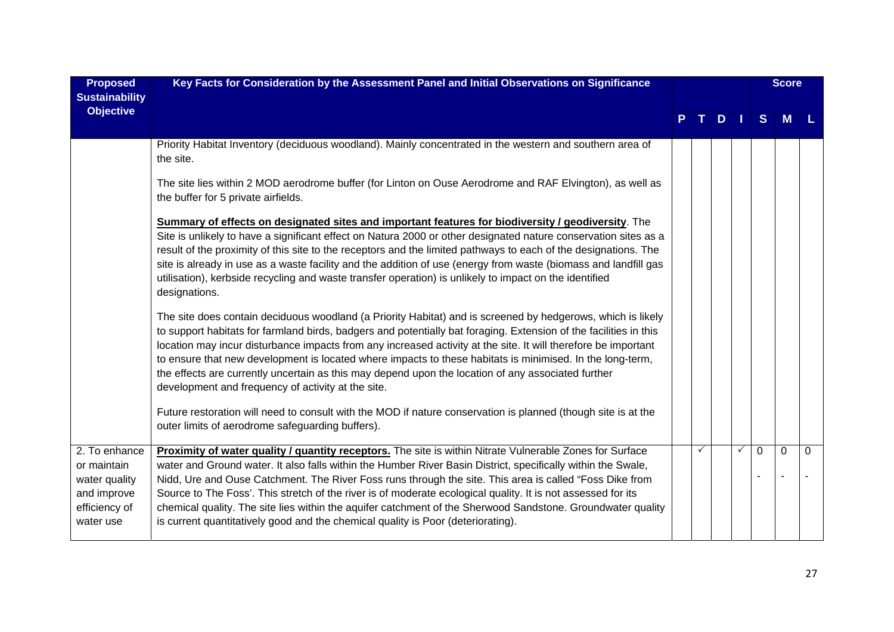| Proposed Sustainability Objective | Key Facts for Consideration by the Assessment Panel and Initial Observations on Significance | P | T | D | I | S | M | L |
|---|---|---|---|---|---|---|---|---|
| | Priority Habitat Inventory (deciduous woodland). Mainly concentrated in the western and southern area of the site.<br><br>The site lies within 2 MOD aerodrome buffer (for Linton on Ouse Aerodrome and RAF Elvington), as well as the buffer for 5 private airfields.<br><br>**Summary of effects on designated sites and important features for biodiversity / geodiversity**. The Site is unlikely to have a significant effect on Natura 2000 or other designated nature conservation sites as a result of the proximity of this site to the receptors and the limited pathways to each of the designations. The site is already in use as a waste facility and the addition of use (energy from waste (biomass and landfill gas utilisation), kerbside recycling and waste transfer operation) is unlikely to impact on the identified designations.<br><br>The site does contain deciduous woodland (a Priority Habitat) and is screened by hedgerows, which is likely to support habitats for farmland birds, badgers and potentially bat foraging. Extension of the facilities in this location may incur disturbance impacts from any increased activity at the site. It will therefore be important to ensure that new development is located where impacts to these habitats is minimised. In the long-term, the effects are currently uncertain as this may depend upon the location of any associated further development and frequency of activity at the site.<br><br>Future restoration will need to consult with the MOD if nature conservation is planned (though site is at the outer limits of aerodrome safeguarding buffers). | | | | | | | |
| 2. To enhance or maintain water quality and improve efficiency of water use | **Proximity of water quality / quantity receptors.** The site is within Nitrate Vulnerable Zones for Surface water and Ground water. It also falls within the Humber River Basin District, specifically within the Swale, Nidd, Ure and Ouse Catchment. The River Foss runs through the site. This area is called "Foss Dike from Source to The Foss'. This stretch of the river is of moderate ecological quality. It is not assessed for its chemical quality. The site lies within the aquifer catchment of the Sherwood Sandstone. Groundwater quality is current quantitatively good and the chemical quality is Poor (deteriorating). | | ✓ | | ✓ | 0<br>- | 0<br>- | 0<br>- |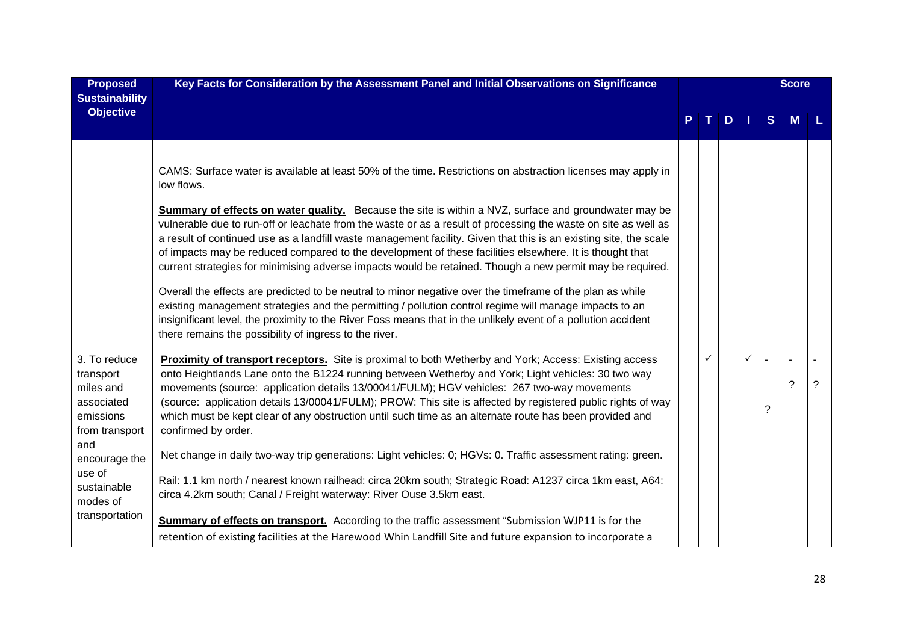| Proposed Sustainability Objective | Key Facts for Consideration by the Assessment Panel and Initial Observations on Significance | P | T | D | I | S | M | L |
|---|---|---|---|---|---|---|---|---|
| | | | | | | | **Score** | |
| | CAMS: Surface water is available at least 50% of the time. Restrictions on abstraction licenses may apply in low flows.<br><br>**Summary of effects on water quality.** Because the site is within a NVZ, surface and groundwater may be vulnerable due to run-off or leachate from the waste or as a result of processing the waste on site as well as a result of continued use as a landfill waste management facility. Given that this is an existing site, the scale of impacts may be reduced compared to the development of these facilities elsewhere. It is thought that current strategies for minimising adverse impacts would be retained. Though a new permit may be required.<br><br>Overall the effects are predicted to be neutral to minor negative over the timeframe of the plan as while existing management strategies and the permitting / pollution control regime will manage impacts to an insignificant level, the proximity to the River Foss means that in the unlikely event of a pollution accident there remains the possibility of ingress to the river. | | | | | | | |
| 3. To reduce transport miles and associated emissions from transport and encourage the use of sustainable modes of transportation | **Proximity of transport receptors.** Site is proximal to both Wetherby and York; Access: Existing access onto Heightlands Lane onto the B1224 running between Wetherby and York; Light vehicles: 30 two way movements (source: application details 13/00041/FULM); HGV vehicles: 267 two-way movements (source: application details 13/00041/FULM); PROW: This site is affected by registered public rights of way which must be kept clear of any obstruction until such time as an alternate route has been provided and confirmed by order.<br><br>Net change in daily two-way trip generations: Light vehicles: 0; HGVs: 0. Traffic assessment rating: green.<br><br>Rail: 1.1 km north / nearest known railhead: circa 20km south; Strategic Road: A1237 circa 1km east, A64: circa 4.2km south; Canal / Freight waterway: River Ouse 3.5km east.<br><br>**Summary of effects on transport.** According to the traffic assessment "Submission WJP11 is for the retention of existing facilities at the Harewood Whin Landfill Site and future expansion to incorporate a | | ✓ | | ✓ | -<br><br>? | -<br>?| -<br>? |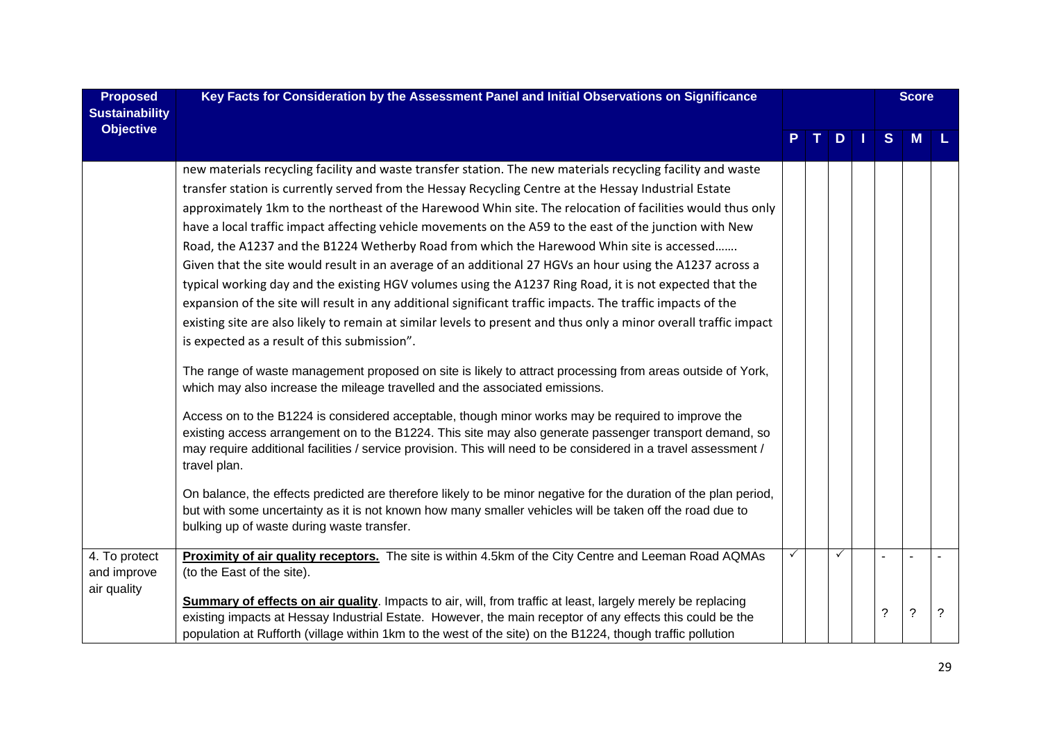| Proposed Sustainability Objective | Key Facts for Consideration by the Assessment Panel and Initial Observations on Significance | P | T | D | I | S | M | L |
|---|---|---|---|---|---|---|---|---|
| | new materials recycling facility and waste transfer station. The new materials recycling facility and waste transfer station is currently served from the Hessay Recycling Centre at the Hessay Industrial Estate approximately 1km to the northeast of the Harewood Whin site. The relocation of facilities would thus only have a local traffic impact affecting vehicle movements on the A59 to the east of the junction with New Road, the A1237 and the B1224 Wetherby Road from which the Harewood Whin site is accessed……. Given that the site would result in an average of an additional 27 HGVs an hour using the A1237 across a typical working day and the existing HGV volumes using the A1237 Ring Road, it is not expected that the expansion of the site will result in any additional significant traffic impacts. The traffic impacts of the existing site are also likely to remain at similar levels to present and thus only a minor overall traffic impact is expected as a result of this submission".<br><br>The range of waste management proposed on site is likely to attract processing from areas outside of York, which may also increase the mileage travelled and the associated emissions.<br><br>Access on to the B1224 is considered acceptable, though minor works may be required to improve the existing access arrangement on to the B1224. This site may also generate passenger transport demand, so may require additional facilities / service provision. This will need to be considered in a travel assessment / travel plan.<br><br>On balance, the effects predicted are therefore likely to be minor negative for the duration of the plan period, but with some uncertainty as it is not known how many smaller vehicles will be taken off the road due to bulking up of waste during waste transfer. | | | | | | | |
| 4. To protect and improve air quality | **Proximity of air quality receptors.** The site is within 4.5km of the City Centre and Leeman Road AQMAs (to the East of the site). | ✓ | | ✓ | | - | - | - |
| | **Summary of effects on air quality**. Impacts to air, will, from traffic at least, largely merely be replacing existing impacts at Hessay Industrial Estate. However, the main receptor of any effects this could be the population at Rufforth (village within 1km to the west of the site) on the B1224, though traffic pollution | | | | | ? | ? | ? |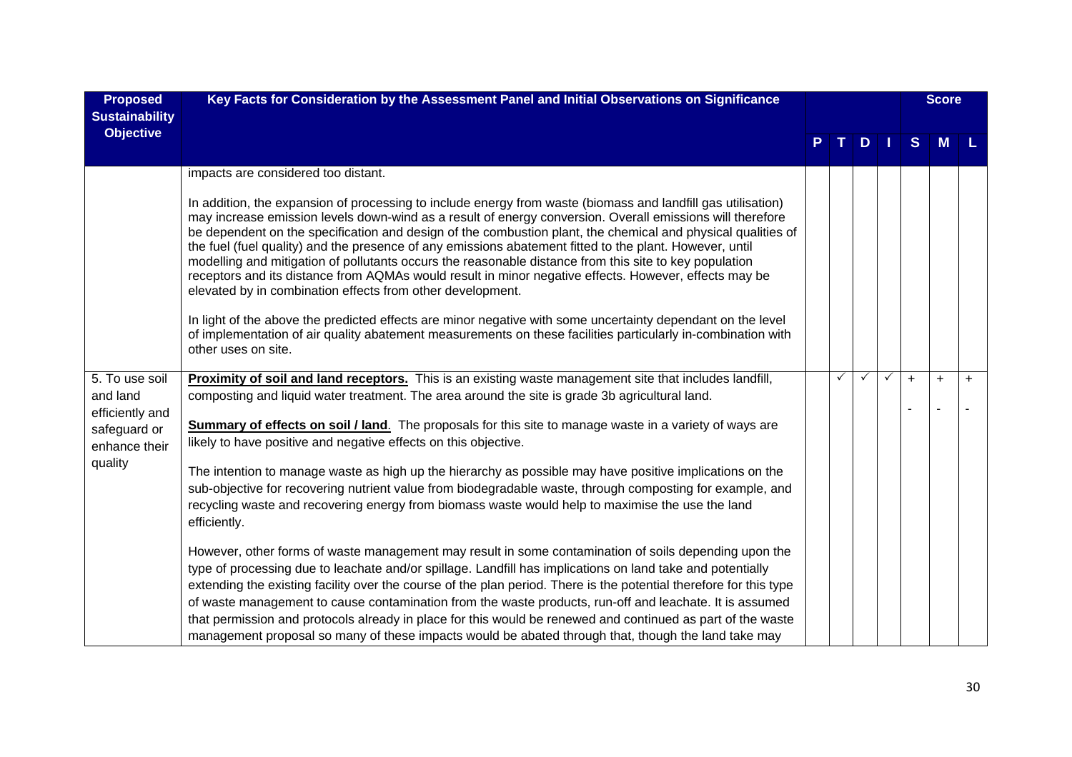| Proposed Sustainability Objective | Key Facts for Consideration by the Assessment Panel and Initial Observations on Significance | P | T | D | I | S | M | L |
|---|---|---|---|---|---|---|---|---|
| | impacts are considered too distant.<br><br>In addition, the expansion of processing to include energy from waste (biomass and landfill gas utilisation) may increase emission levels down-wind as a result of energy conversion. Overall emissions will therefore be dependent on the specification and design of the combustion plant, the chemical and physical qualities of the fuel (fuel quality) and the presence of any emissions abatement fitted to the plant. However, until modelling and mitigation of pollutants occurs the reasonable distance from this site to key population receptors and its distance from AQMAs would result in minor negative effects. However, effects may be elevated by in combination effects from other development.<br><br>In light of the above the predicted effects are minor negative with some uncertainty dependant on the level of implementation of air quality abatement measurements on these facilities particularly in-combination with other uses on site. | | | | | | | |
| 5. To use soil and land efficiently and safeguard or enhance their quality | **Proximity of soil and land receptors.** This is an existing waste management site that includes landfill, composting and liquid water treatment. The area around the site is grade 3b agricultural land.<br><br>**Summary of effects on soil / land**. The proposals for this site to manage waste in a variety of ways are likely to have positive and negative effects on this objective.<br><br>The intention to manage waste as high up the hierarchy as possible may have positive implications on the sub-objective for recovering nutrient value from biodegradable waste, through composting for example, and recycling waste and recovering energy from biomass waste would help to maximise the use the land efficiently.<br><br>However, other forms of waste management may result in some contamination of soils depending upon the type of processing due to leachate and/or spillage. Landfill has implications on land take and potentially extending the existing facility over the course of the plan period. There is the potential therefore for this type of waste management to cause contamination from the waste products, run-off and leachate. It is assumed that permission and protocols already in place for this would be renewed and continued as part of the waste management proposal so many of these impacts would be abated through that, though the land take may | | ✓ | ✓ | ✓ | +<br>- | +<br>- | +<br>- |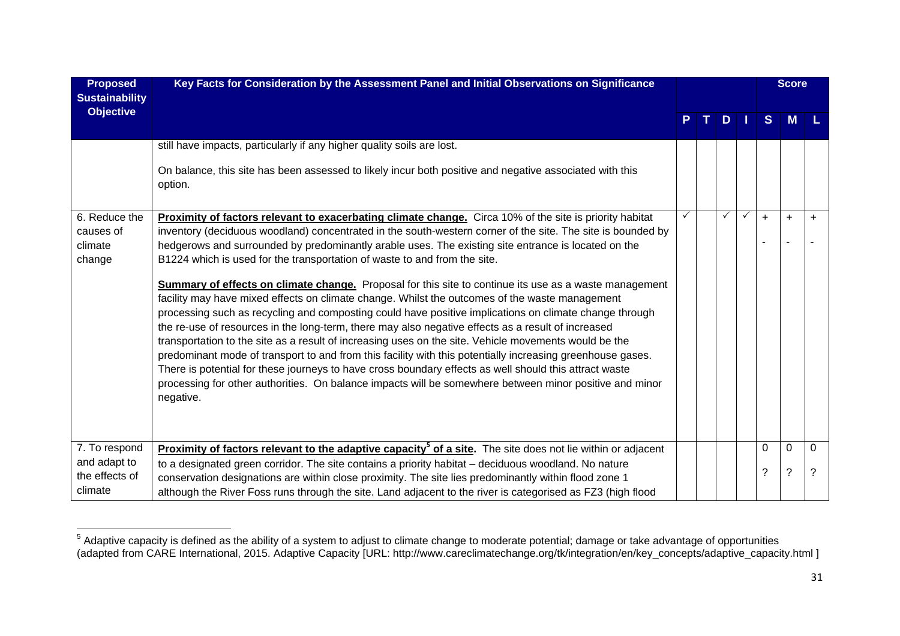| Proposed Sustainability Objective | Key Facts for Consideration by the Assessment Panel and Initial Observations on Significance | P | T | D | I | S | M | L |
|---|---|---|---|---|---|---|---|---|
| | | | | | | Score | | |
| | still have impacts, particularly if any higher quality soils are lost.<br><br>On balance, this site has been assessed to likely incur both positive and negative associated with this option. | | | | | | | |
| 6. Reduce the causes of climate change | **Proximity of factors relevant to exacerbating climate change.** Circa 10% of the site is priority habitat inventory (deciduous woodland) concentrated in the south-western corner of the site. The site is bounded by hedgerows and surrounded by predominantly arable uses. The existing site entrance is located on the B1224 which is used for the transportation of waste to and from the site.<br><br>**Summary of effects on climate change.** Proposal for this site to continue its use as a waste management facility may have mixed effects on climate change. Whilst the outcomes of the waste management processing such as recycling and composting could have positive implications on climate change through the re-use of resources in the long-term, there may also negative effects as a result of increased transportation to the site as a result of increasing uses on the site. Vehicle movements would be the predominant mode of transport to and from this facility with this potentially increasing greenhouse gases. There is potential for these journeys to have cross boundary effects as well should this attract waste processing for other authorities. On balance impacts will be somewhere between minor positive and minor negative. | ✓ | | ✓ | ✓ | +<br>- | +<br>- | +<br>- |
| 7. To respond and adapt to the effects of climate | **Proximity of factors relevant to the adaptive capacity[5] of a site.** The site does not lie within or adjacent to a designated green corridor. The site contains a priority habitat – deciduous woodland. No nature conservation designations are within close proximity. The site lies predominantly within flood zone 1 although the River Foss runs through the site. Land adjacent to the river is categorised as FZ3 (high flood | | | | | 0<br>? | 0<br>? | 0<br>? |

[5] Adaptive capacity is defined as the ability of a system to adjust to climate change to moderate potential; damage or take advantage of opportunities (adapted from CARE International, 2015. Adaptive Capacity [URL: http://www.careclimatechange.org/tk/integration/en/key_concepts/adaptive_capacity.html ]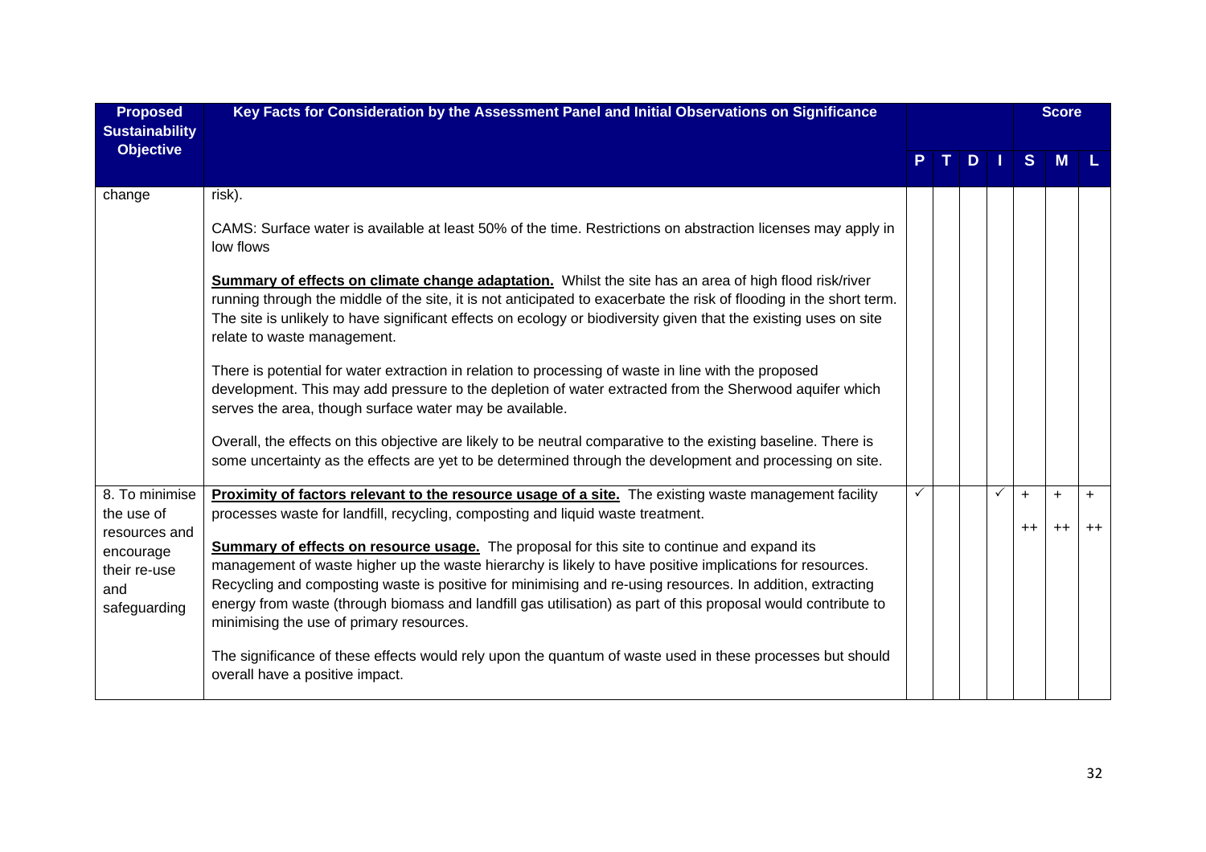| Proposed Sustainability Objective | Key Facts for Consideration by the Assessment Panel and Initial Observations on Significance | | | | | Score | | |
|---|---|---|---|---|---|---|---|---|
| | | P | T | D | I | S | M | L |
| change | risk).<br><br>CAMS: Surface water is available at least 50% of the time. Restrictions on abstraction licenses may apply in low flows<br><br>**Summary of effects on climate change adaptation.** Whilst the site has an area of high flood risk/river running through the middle of the site, it is not anticipated to exacerbate the risk of flooding in the short term. The site is unlikely to have significant effects on ecology or biodiversity given that the existing uses on site relate to waste management.<br><br>There is potential for water extraction in relation to processing of waste in line with the proposed development. This may add pressure to the depletion of water extracted from the Sherwood aquifer which serves the area, though surface water may be available.<br><br>Overall, the effects on this objective are likely to be neutral comparative to the existing baseline. There is some uncertainty as the effects are yet to be determined through the development and processing on site. | | | | | | | |
| 8. To minimise the use of resources and encourage their re-use and safeguarding | **Proximity of factors relevant to the resource usage of a site.** The existing waste management facility processes waste for landfill, recycling, composting and liquid waste treatment.<br><br>**Summary of effects on resource usage.** The proposal for this site to continue and expand its management of waste higher up the waste hierarchy is likely to have positive implications for resources. Recycling and composting waste is positive for minimising and re-using resources. In addition, extracting energy from waste (through biomass and landfill gas utilisation) as part of this proposal would contribute to minimising the use of primary resources.<br><br>The significance of these effects would rely upon the quantum of waste used in these processes but should overall have a positive impact. | ✓ | | | ✓ | + ++ | + ++ | + ++ |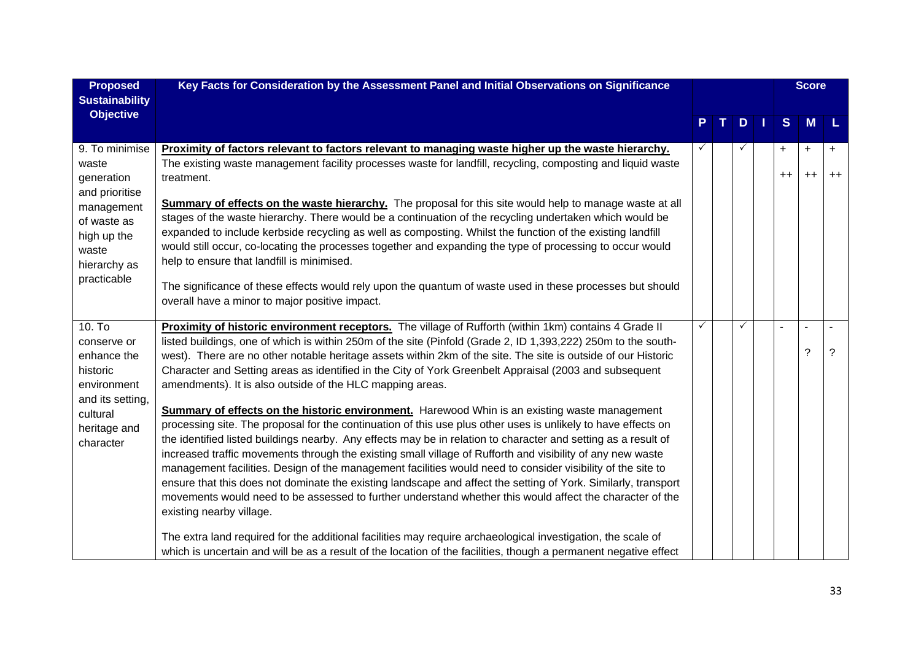| Proposed Sustainability Objective | Key Facts for Consideration by the Assessment Panel and Initial Observations on Significance | P | T | D | I | S | M | L |
|---|---|---|---|---|---|---|---|---|
| | | | | | | Score | | |
| 9. To minimise waste generation and prioritise management of waste as high up the waste hierarchy as practicable | **Proximity of factors relevant to factors relevant to managing waste higher up the waste hierarchy.** The existing waste management facility processes waste for landfill, recycling, composting and liquid waste treatment.<br><br>**Summary of effects on the waste hierarchy.** The proposal for this site would help to manage waste at all stages of the waste hierarchy. There would be a continuation of the recycling undertaken which would be expanded to include kerbside recycling as well as composting. Whilst the function of the existing landfill would still occur, co-locating the processes together and expanding the type of processing to occur would help to ensure that landfill is minimised.<br><br>The significance of these effects would rely upon the quantum of waste used in these processes but should overall have a minor to major positive impact. | ✓ | | ✓ | | +<br>++ | +<br>++ | +<br>++ |
| 10. To conserve or enhance the historic environment and its setting, cultural heritage and character | **Proximity of historic environment receptors.** The village of Rufforth (within 1km) contains 4 Grade II listed buildings, one of which is within 250m of the site (Pinfold (Grade 2, ID 1,393,222) 250m to the south-west). There are no other notable heritage assets within 2km of the site. The site is outside of our Historic Character and Setting areas as identified in the City of York Greenbelt Appraisal (2003 and subsequent amendments). It is also outside of the HLC mapping areas.<br><br>**Summary of effects on the historic environment.** Harewood Whin is an existing waste management processing site. The proposal for the continuation of this use plus other uses is unlikely to have effects on the identified listed buildings nearby. Any effects may be in relation to character and setting as a result of increased traffic movements through the existing small village of Rufforth and visibility of any new waste management facilities. Design of the management facilities would need to consider visibility of the site to ensure that this does not dominate the existing landscape and affect the setting of York. Similarly, transport movements would need to be assessed to further understand whether this would affect the character of the existing nearby village.<br><br>The extra land required for the additional facilities may require archaeological investigation, the scale of which is uncertain and will be as a result of the location of the facilities, though a permanent negative effect | ✓ | | ✓ | | - | -<br>? | -<br>? |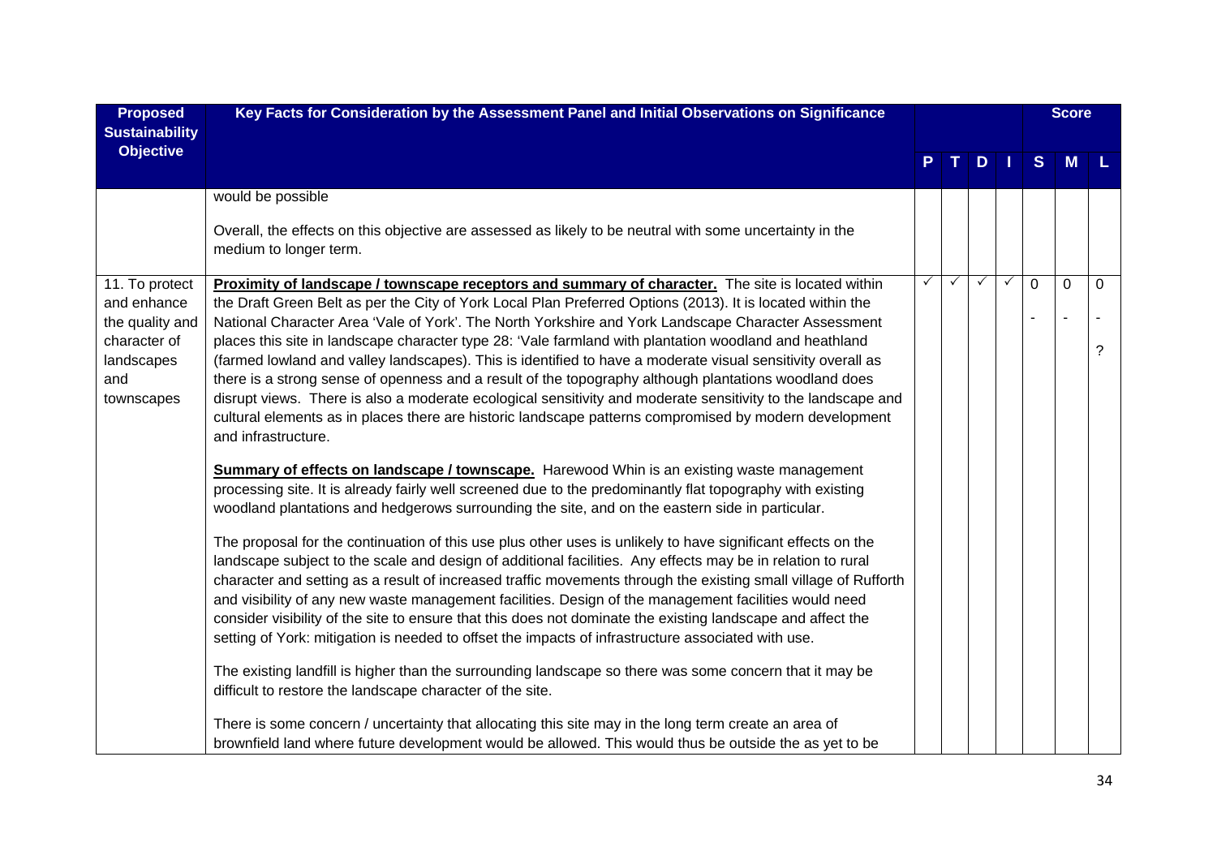| Proposed Sustainability Objective | Key Facts for Consideration by the Assessment Panel and Initial Observations on Significance | P | T | D | I | Score S | M | L |
|---|---|---|---|---|---|---|---|---|
| | would be possible<br><br>Overall, the effects on this objective are assessed as likely to be neutral with some uncertainty in the medium to longer term. | | | | | | | |
| 11. To protect and enhance the quality and character of landscapes and townscapes | **Proximity of landscape / townscape receptors and summary of character.** The site is located within the Draft Green Belt as per the City of York Local Plan Preferred Options (2013). It is located within the National Character Area 'Vale of York'. The North Yorkshire and York Landscape Character Assessment places this site in landscape character type 28: 'Vale farmland with plantation woodland and heathland (farmed lowland and valley landscapes). This is identified to have a moderate visual sensitivity overall as there is a strong sense of openness and a result of the topography although plantations woodland does disrupt views. There is also a moderate ecological sensitivity and moderate sensitivity to the landscape and cultural elements as in places there are historic landscape patterns compromised by modern development and infrastructure.<br><br>**Summary of effects on landscape / townscape.** Harewood Whin is an existing waste management processing site. It is already fairly well screened due to the predominantly flat topography with existing woodland plantations and hedgerows surrounding the site, and on the eastern side in particular.<br><br>The proposal for the continuation of this use plus other uses is unlikely to have significant effects on the landscape subject to the scale and design of additional facilities. Any effects may be in relation to rural character and setting as a result of increased traffic movements through the existing small village of Rufforth and visibility of any new waste management facilities. Design of the management facilities would need consider visibility of the site to ensure that this does not dominate the existing landscape and affect the setting of York: mitigation is needed to offset the impacts of infrastructure associated with use.<br><br>The existing landfill is higher than the surrounding landscape so there was some concern that it may be difficult to restore the landscape character of the site.<br><br>There is some concern / uncertainty that allocating this site may in the long term create an area of brownfield land where future development would be allowed. This would thus be outside the as yet to be | ✓ | ✓ | ✓ | ✓ | 0<br>- | 0<br>- | 0<br>-<br>? |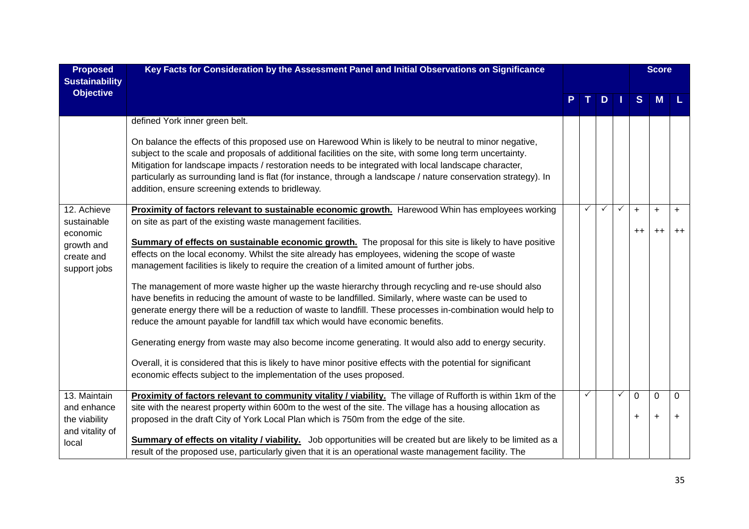| Proposed Sustainability Objective | Key Facts for Consideration by the Assessment Panel and Initial Observations on Significance | P | T | D | I | S | M | L |
|---|---|---|---|---|---|---|---|---|
| | defined York inner green belt.<br><br>On balance the effects of this proposed use on Harewood Whin is likely to be neutral to minor negative, subject to the scale and proposals of additional facilities on the site, with some long term uncertainty. Mitigation for landscape impacts / restoration needs to be integrated with local landscape character, particularly as surrounding land is flat (for instance, through a landscape / nature conservation strategy). In addition, ensure screening extends to bridleway. | | | | | | | |
| 12. Achieve sustainable economic growth and create and support jobs | **Proximity of factors relevant to sustainable economic growth.** Harewood Whin has employees working on site as part of the existing waste management facilities.<br><br>**Summary of effects on sustainable economic growth.** The proposal for this site is likely to have positive effects on the local economy. Whilst the site already has employees, widening the scope of waste management facilities is likely to require the creation of a limited amount of further jobs.<br><br>The management of more waste higher up the waste hierarchy through recycling and re-use should also have benefits in reducing the amount of waste to be landfilled. Similarly, where waste can be used to generate energy there will be a reduction of waste to landfill. These processes in-combination would help to reduce the amount payable for landfill tax which would have economic benefits.<br><br>Generating energy from waste may also become income generating. It would also add to energy security.<br><br>Overall, it is considered that this is likely to have minor positive effects with the potential for significant economic effects subject to the implementation of the uses proposed. | | ✓ | ✓ | ✓ | +<br><br>++ | +<br><br>++ | +<br><br>++ |
| 13. Maintain and enhance the viability and vitality of local | **Proximity of factors relevant to community vitality / viability.** The village of Rufforth is within 1km of the site with the nearest property within 600m to the west of the site. The village has a housing allocation as proposed in the draft City of York Local Plan which is 750m from the edge of the site.<br><br>**Summary of effects on vitality / viability.** Job opportunities will be created but are likely to be limited as a result of the proposed use, particularly given that it is an operational waste management facility. The | | ✓ | | ✓ | 0<br><br>+ | 0<br><br>+ | 0<br><br>+ |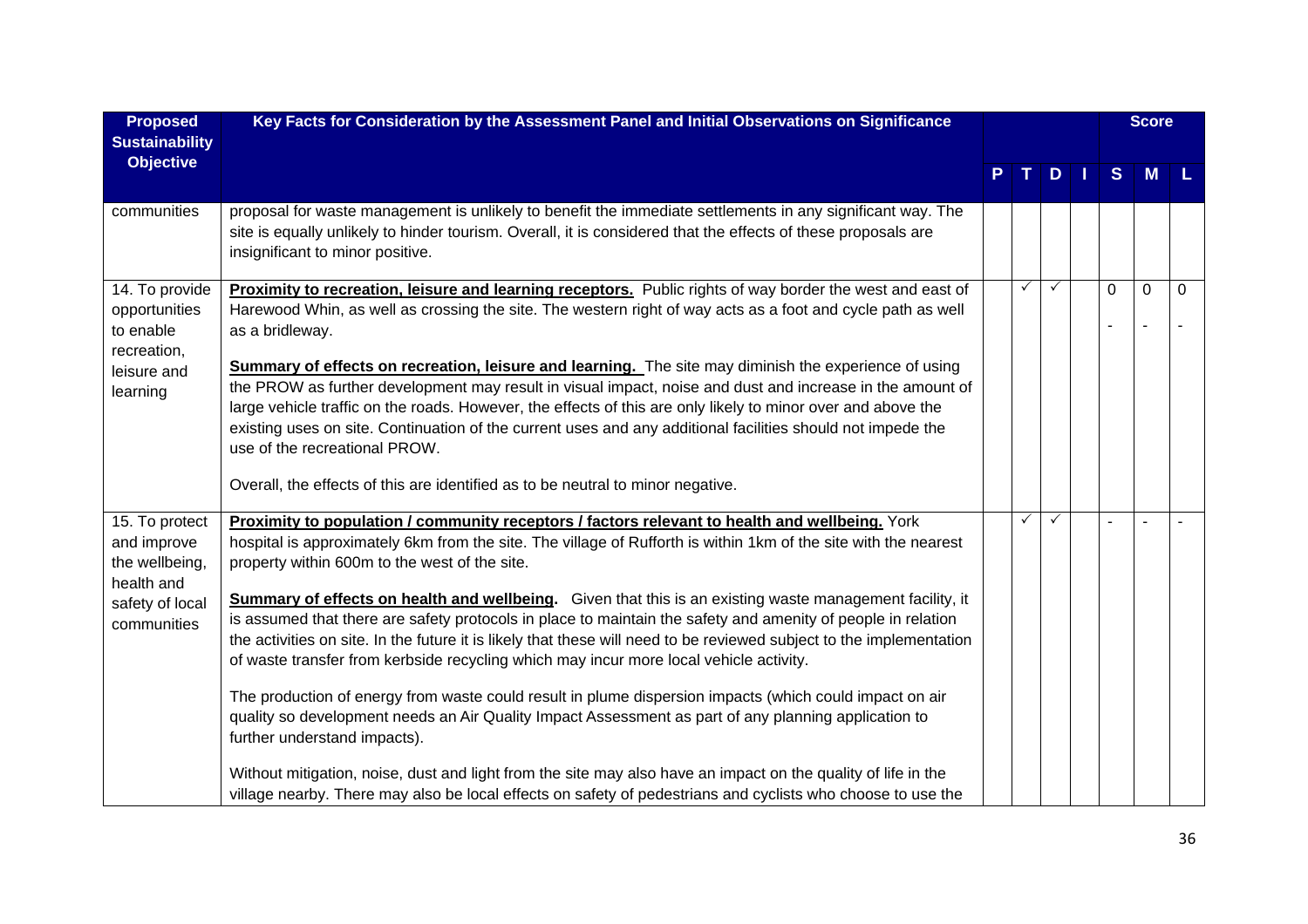| Proposed Sustainability Objective | Key Facts for Consideration by the Assessment Panel and Initial Observations on Significance | | | | | Score | | |
|---|---|---|---|---|---|---|---|---|
| | | P | T | D | I | S | M | L |
| communities | proposal for waste management is unlikely to benefit the immediate settlements in any significant way. The site is equally unlikely to hinder tourism. Overall, it is considered that the effects of these proposals are insignificant to minor positive. | | | | | | | |
| 14. To provide opportunities to enable recreation, leisure and learning | **Proximity to recreation, leisure and learning receptors.** Public rights of way border the west and east of Harewood Whin, as well as crossing the site. The western right of way acts as a foot and cycle path as well as a bridleway.<br><br>**Summary of effects on recreation, leisure and learning.** The site may diminish the experience of using the PROW as further development may result in visual impact, noise and dust and increase in the amount of large vehicle traffic on the roads. However, the effects of this are only likely to minor over and above the existing uses on site. Continuation of the current uses and any additional facilities should not impede the use of the recreational PROW.<br><br>Overall, the effects of this are identified as to be neutral to minor negative. | | ✓ | ✓ | | 0<br>- | 0<br>- | 0<br>- |
| 15. To protect and improve the wellbeing, health and safety of local communities | **Proximity to population / community receptors / factors relevant to health and wellbeing.** York hospital is approximately 6km from the site. The village of Rufforth is within 1km of the site with the nearest property within 600m to the west of the site.<br><br>**Summary of effects on health and wellbeing.** Given that this is an existing waste management facility, it is assumed that there are safety protocols in place to maintain the safety and amenity of people in relation the activities on site. In the future it is likely that these will need to be reviewed subject to the implementation of waste transfer from kerbside recycling which may incur more local vehicle activity.<br><br>The production of energy from waste could result in plume dispersion impacts (which could impact on air quality so development needs an Air Quality Impact Assessment as part of any planning application to further understand impacts).<br><br>Without mitigation, noise, dust and light from the site may also have an impact on the quality of life in the village nearby. There may also be local effects on safety of pedestrians and cyclists who choose to use the | | ✓ | ✓ | | - | - | - |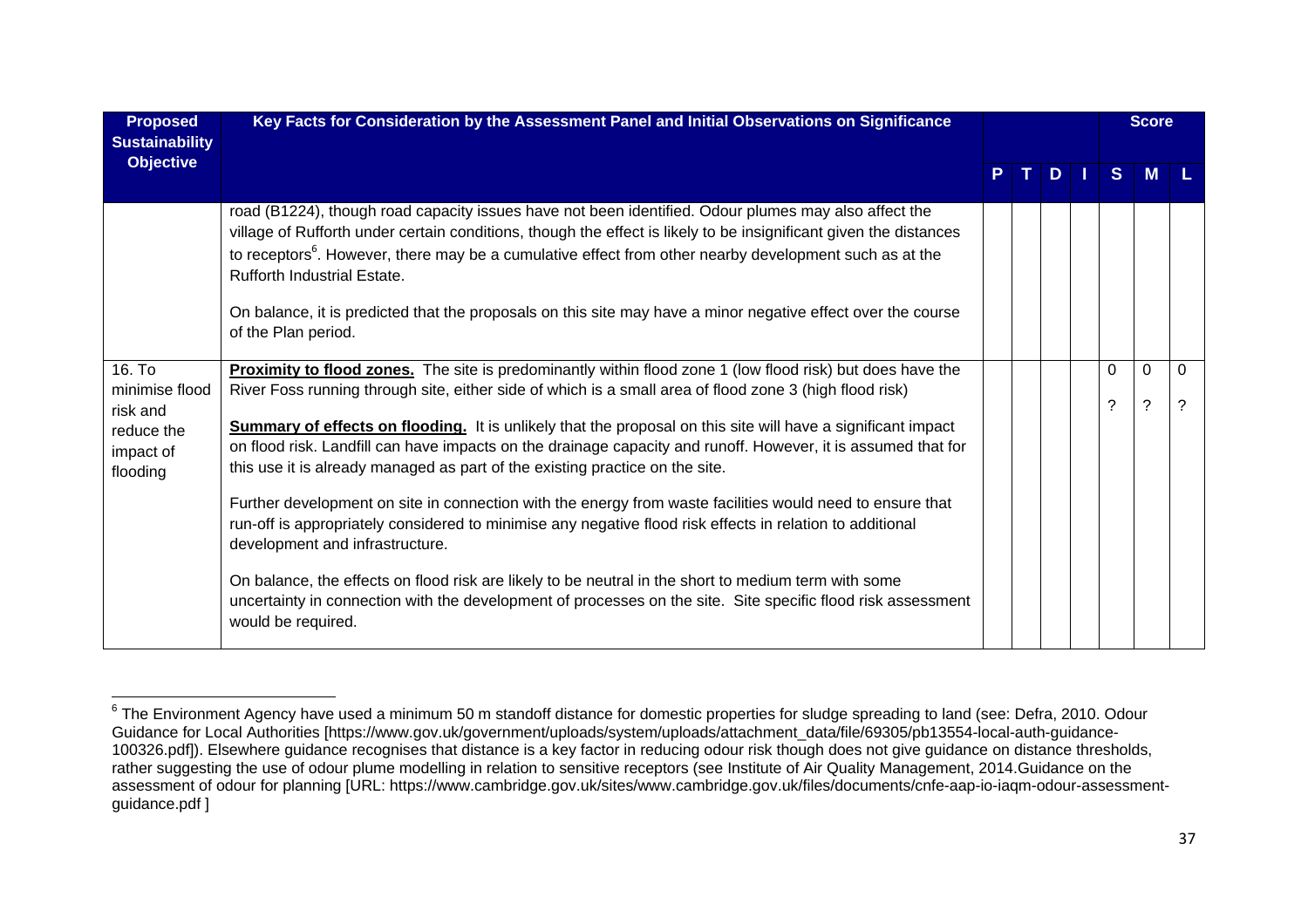| Proposed Sustainability Objective | Key Facts for Consideration by the Assessment Panel and Initial Observations on Significance | P | T | D | I | Score S | Score M | Score L |
|---|---|---|---|---|---|---|---|---|
| | road (B1224), though road capacity issues have not been identified. Odour plumes may also affect the village of Rufforth under certain conditions, though the effect is likely to be insignificant given the distances to receptors[6]. However, there may be a cumulative effect from other nearby development such as at the Rufforth Industrial Estate.<br><br>On balance, it is predicted that the proposals on this site may have a minor negative effect over the course of the Plan period. | | | | | | | |
| 16. To minimise flood risk and reduce the impact of flooding | **Proximity to flood zones.** The site is predominantly within flood zone 1 (low flood risk) but does have the River Foss running through site, either side of which is a small area of flood zone 3 (high flood risk)<br><br>**Summary of effects on flooding.** It is unlikely that the proposal on this site will have a significant impact on flood risk. Landfill can have impacts on the drainage capacity and runoff. However, it is assumed that for this use it is already managed as part of the existing practice on the site.<br><br>Further development on site in connection with the energy from waste facilities would need to ensure that run-off is appropriately considered to minimise any negative flood risk effects in relation to additional development and infrastructure.<br><br>On balance, the effects on flood risk are likely to be neutral in the short to medium term with some uncertainty in connection with the development of processes on the site. Site specific flood risk assessment would be required. | | | | | 0<br>? | 0<br>? | 0<br>? |

[6] The Environment Agency have used a minimum 50 m standoff distance for domestic properties for sludge spreading to land (see: Defra, 2010. Odour Guidance for Local Authorities [https://www.gov.uk/government/uploads/system/uploads/attachment_data/file/69305/pb13554-local-auth-guidance-100326.pdf]). Elsewhere guidance recognises that distance is a key factor in reducing odour risk though does not give guidance on distance thresholds, rather suggesting the use of odour plume modelling in relation to sensitive receptors (see Institute of Air Quality Management, 2014.Guidance on the assessment of odour for planning [URL: https://www.cambridge.gov.uk/sites/www.cambridge.gov.uk/files/documents/cnfe-aap-io-iaqm-odour-assessment-guidance.pdf ]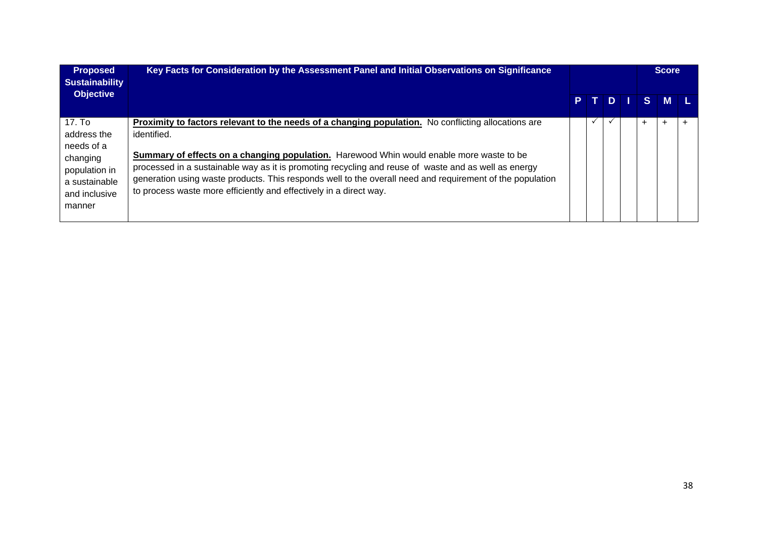| Proposed Sustainability Objective | Key Facts for Consideration by the Assessment Panel and Initial Observations on Significance | | | | | Score | | |
|---|---|---|---|---|---|---|---|---|
| | | P | T | D | I | S | M | L |
| 17. To address the needs of a changing population in a sustainable and inclusive manner | **Proximity to factors relevant to the needs of a changing population.** No conflicting allocations are identified.<br><br>**Summary of effects on a changing population.** Harewood Whin would enable more waste to be processed in a sustainable way as it is promoting recycling and reuse of waste and as well as energy generation using waste products. This responds well to the overall need and requirement of the population to process waste more efficiently and effectively in a direct way. | | ✓ | ✓ | | + | + | + |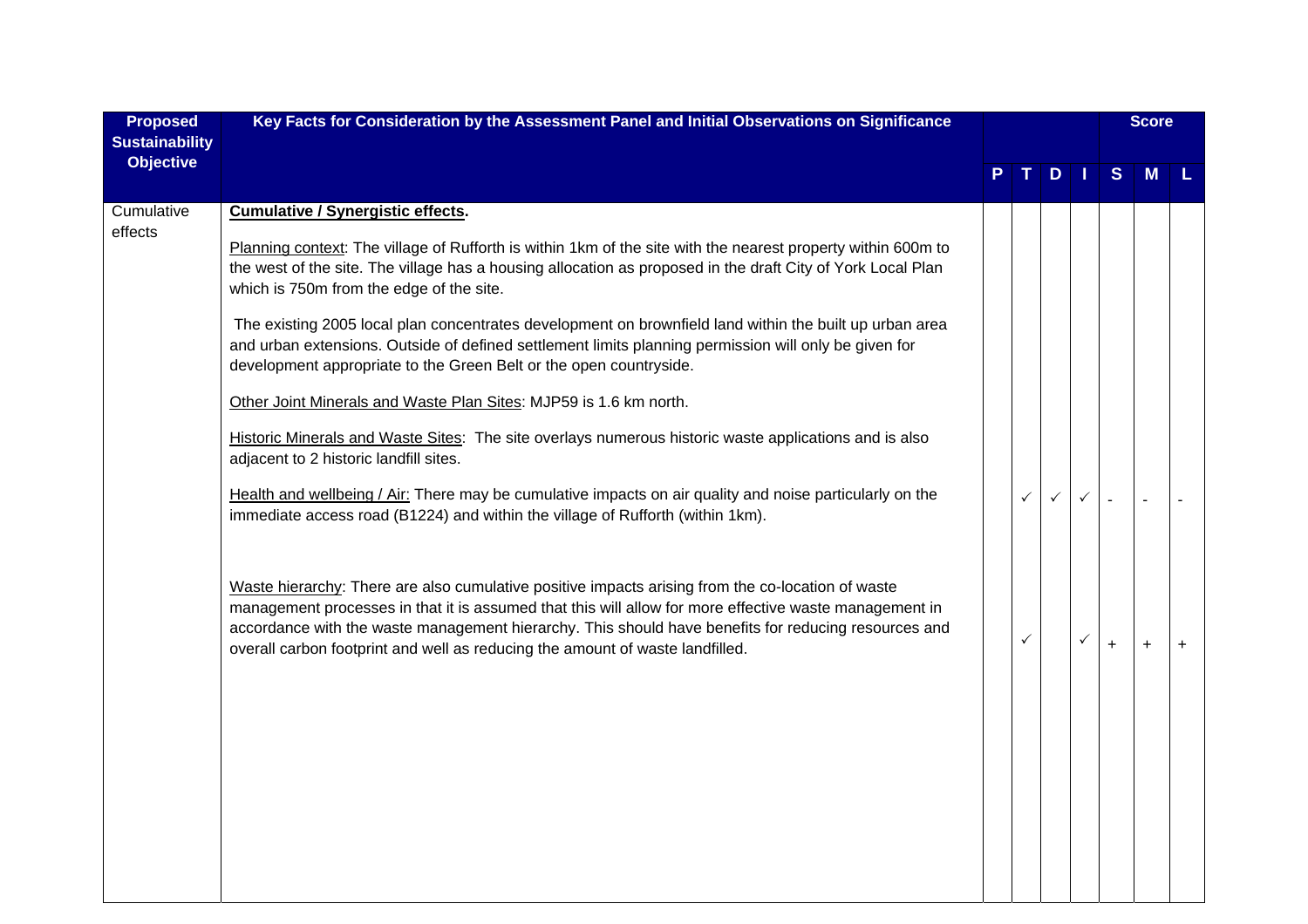| Proposed Sustainability Objective | Key Facts for Consideration by the Assessment Panel and Initial Observations on Significance | | | | | Score | | |
|---|---|---|---|---|---|---|---|---|
| | | P | T | D | I | S | M | L |
| Cumulative effects | **Cumulative / Synergistic effects.**<br><br>Planning context: The village of Rufforth is within 1km of the site with the nearest property within 600m to the west of the site. The village has a housing allocation as proposed in the draft City of York Local Plan which is 750m from the edge of the site.<br><br>The existing 2005 local plan concentrates development on brownfield land within the built up urban area and urban extensions. Outside of defined settlement limits planning permission will only be given for development appropriate to the Green Belt or the open countryside.<br><br>Other Joint Minerals and Waste Plan Sites: MJP59 is 1.6 km north.<br><br>Historic Minerals and Waste Sites: The site overlays numerous historic waste applications and is also adjacent to 2 historic landfill sites. | | | | | | | |
| | Health and wellbeing / Air: There may be cumulative impacts on air quality and noise particularly on the immediate access road (B1224) and within the village of Rufforth (within 1km). | | ✓ | ✓ | ✓ | - | - | - |
| | Waste hierarchy: There are also cumulative positive impacts arising from the co-location of waste management processes in that it is assumed that this will allow for more effective waste management in accordance with the waste management hierarchy. This should have benefits for reducing resources and overall carbon footprint and well as reducing the amount of waste landfilled. | | ✓ | | ✓ | + | + | + |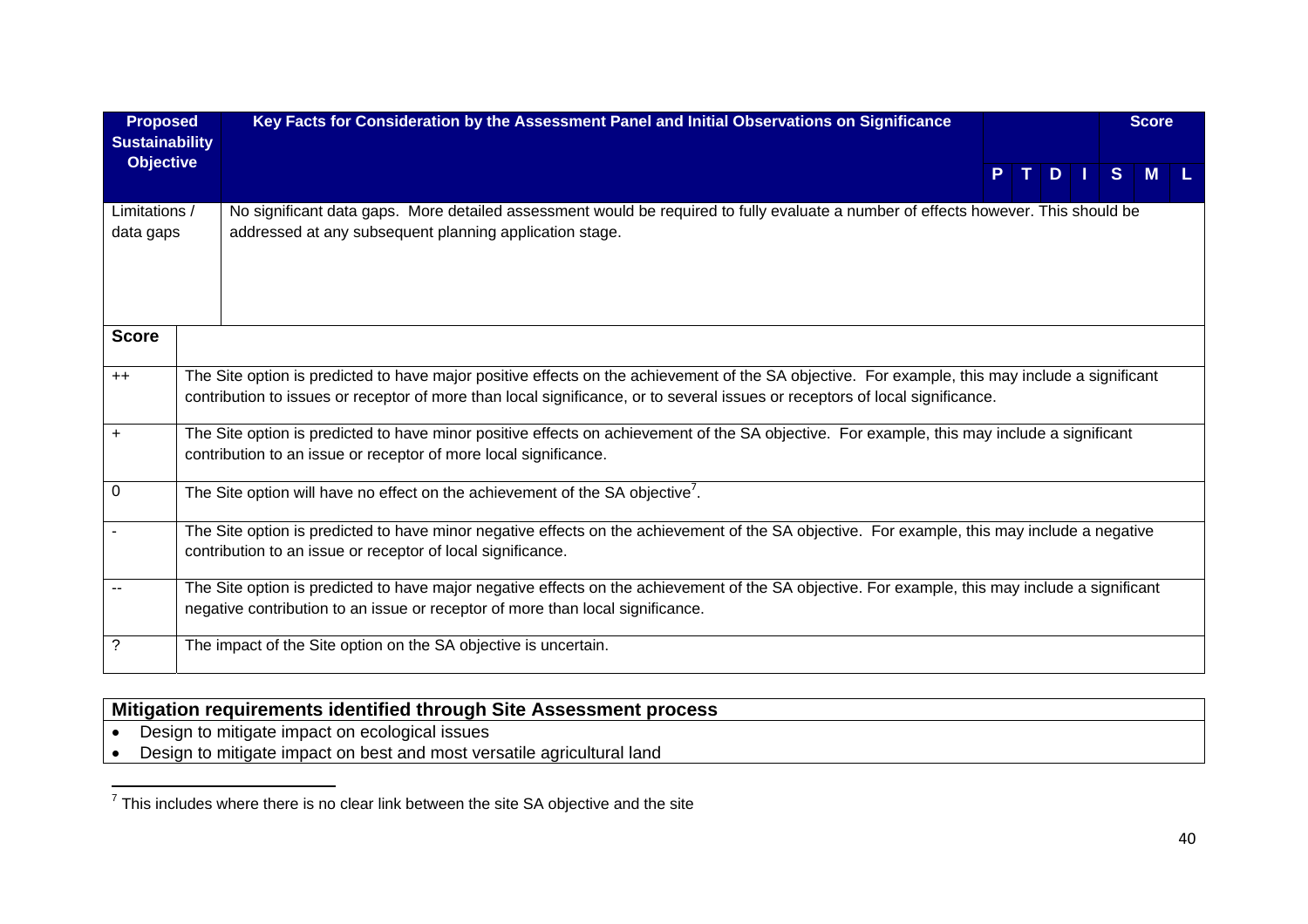| Proposed Sustainability Objective | Key Facts for Consideration by the Assessment Panel and Initial Observations on Significance | P | T | D | I | Score S | M | L |
|---|---|---|---|---|---|---|---|---|
| Limitations / data gaps | No significant data gaps. More detailed assessment would be required to fully evaluate a number of effects however. This should be addressed at any subsequent planning application stage. | | | | | | | |

| Score | |
|---|---|
| ++ | The Site option is predicted to have major positive effects on the achievement of the SA objective. For example, this may include a significant contribution to issues or receptor of more than local significance, or to several issues or receptors of local significance. |
| + | The Site option is predicted to have minor positive effects on achievement of the SA objective. For example, this may include a significant contribution to an issue or receptor of more local significance. |
| 0 | The Site option will have no effect on the achievement of the SA objective[7]. |
| - | The Site option is predicted to have minor negative effects on the achievement of the SA objective. For example, this may include a negative contribution to an issue or receptor of local significance. |
| -- | The Site option is predicted to have major negative effects on the achievement of the SA objective. For example, this may include a significant negative contribution to an issue or receptor of more than local significance. |
| ? | The impact of the Site option on the SA objective is uncertain. |

| Mitigation requirements identified through Site Assessment process |
|---|
| • Design to mitigate impact on ecological issues<br>• Design to mitigate impact on best and most versatile agricultural land |

[7] This includes where there is no clear link between the site SA objective and the site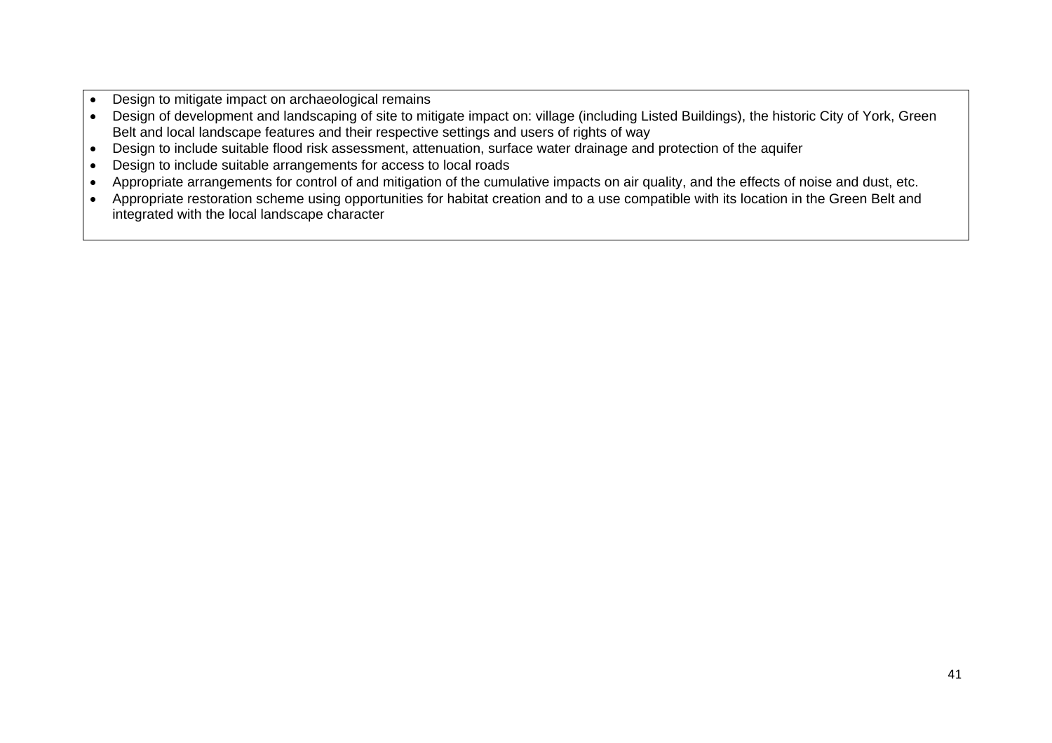- Design to mitigate impact on archaeological remains
- Design of development and landscaping of site to mitigate impact on: village (including Listed Buildings), the historic City of York, Green Belt and local landscape features and their respective settings and users of rights of way
- Design to include suitable flood risk assessment, attenuation, surface water drainage and protection of the aquifer
- Design to include suitable arrangements for access to local roads
- Appropriate arrangements for control of and mitigation of the cumulative impacts on air quality, and the effects of noise and dust, etc.
- Appropriate restoration scheme using opportunities for habitat creation and to a use compatible with its location in the Green Belt and integrated with the local landscape character